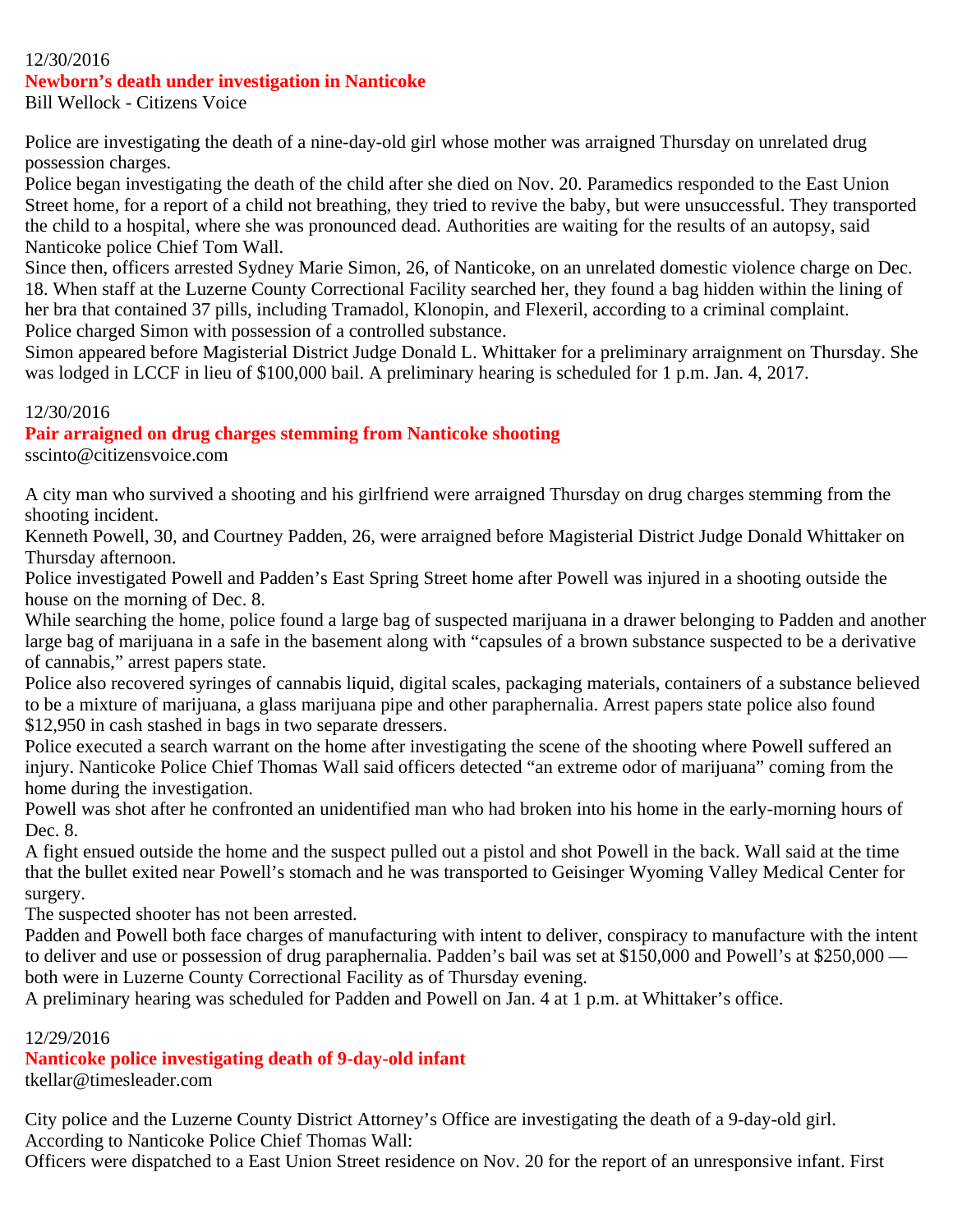12/30/2016

## Newborn's death under investigation in Nanticoke

Bill Wellock - Citizens Voice

Police are investigating the death of a nine-day-old girl whose mother was arraigned Thursday on unrelated drug possession charges.

Police began investigating the death of the child after she died on Nov. 20. Paramedics responded to the East Union Street home, for a report of a child not breathing, they tried to revive the baby, but were unsuccessful. They transported the child to a hospital, where she was pronounced dead. Authorities are waiting for the results of an autopsy, said Nanticoke police Chief Tom Wall.

Since then, officers arrested Sydney Marie Simon, 26, of Nanticoke, on an unrelated domestic violence charge on Dec. 18. When staff at the Luzerne County Correctional Facility searched her, they found a bag hidden within the lining of her bra that contained 37 pills, including Tramadol, Klonopin, and Flexeril, according to a criminal complaint.

Police charged Simon with possession of a controlled substance.

Simon appeared before Magisterial District Judge Donald L. Whittaker for a preliminary arraignment on Thursday. She was lodged in LCCF in lieu of $100,000 bail. A preliminary hearing is scheduled for 1 p.m. Jan. 4, 2017.

12/30/2016

## Pair arraigned on drug charges stemming from Nanticoke shooting

sscinto@citizensvoice.com

A city man who survived a shooting and his girlfriend were arraigned Thursday on drug charges stemming from the shooting incident.

Kenneth Powell, 30, and Courtney Padden, 26, were arraigned before Magisterial District Judge Donald Whittaker on Thursday afternoon.

Police investigated Powell and Padden's East Spring Street home after Powell was injured in a shooting outside the house on the morning of Dec. 8.

While searching the home, police found a large bag of suspected marijuana in a drawer belonging to Padden and another large bag of marijuana in a safe in the basement along with "capsules of a brown substance suspected to be a derivative of cannabis," arrest papers state.

Police also recovered syringes of cannabis liquid, digital scales, packaging materials, containers of a substance believed to be a mixture of marijuana, a glass marijuana pipe and other paraphernalia. Arrest papers state police also found $12,950 in cash stashed in bags in two separate dressers.

Police executed a search warrant on the home after investigating the scene of the shooting where Powell suffered an injury. Nanticoke Police Chief Thomas Wall said officers detected "an extreme odor of marijuana" coming from the home during the investigation.

Powell was shot after he confronted an unidentified man who had broken into his home in the early-morning hours of Dec. 8.

A fight ensued outside the home and the suspect pulled out a pistol and shot Powell in the back. Wall said at the time that the bullet exited near Powell's stomach and he was transported to Geisinger Wyoming Valley Medical Center for surgery.

The suspected shooter has not been arrested.

Padden and Powell both face charges of manufacturing with intent to deliver, conspiracy to manufacture with the intent to deliver and use or possession of drug paraphernalia. Padden's bail was set at $150,000 and Powell's at $250,000 — both were in Luzerne County Correctional Facility as of Thursday evening.

A preliminary hearing was scheduled for Padden and Powell on Jan. 4 at 1 p.m. at Whittaker's office.

12/29/2016

## Nanticoke police investigating death of 9-day-old infant

tkellar@timesleader.com

City police and the Luzerne County District Attorney's Office are investigating the death of a 9-day-old girl.

According to Nanticoke Police Chief Thomas Wall:

Officers were dispatched to a East Union Street residence on Nov. 20 for the report of an unresponsive infant. First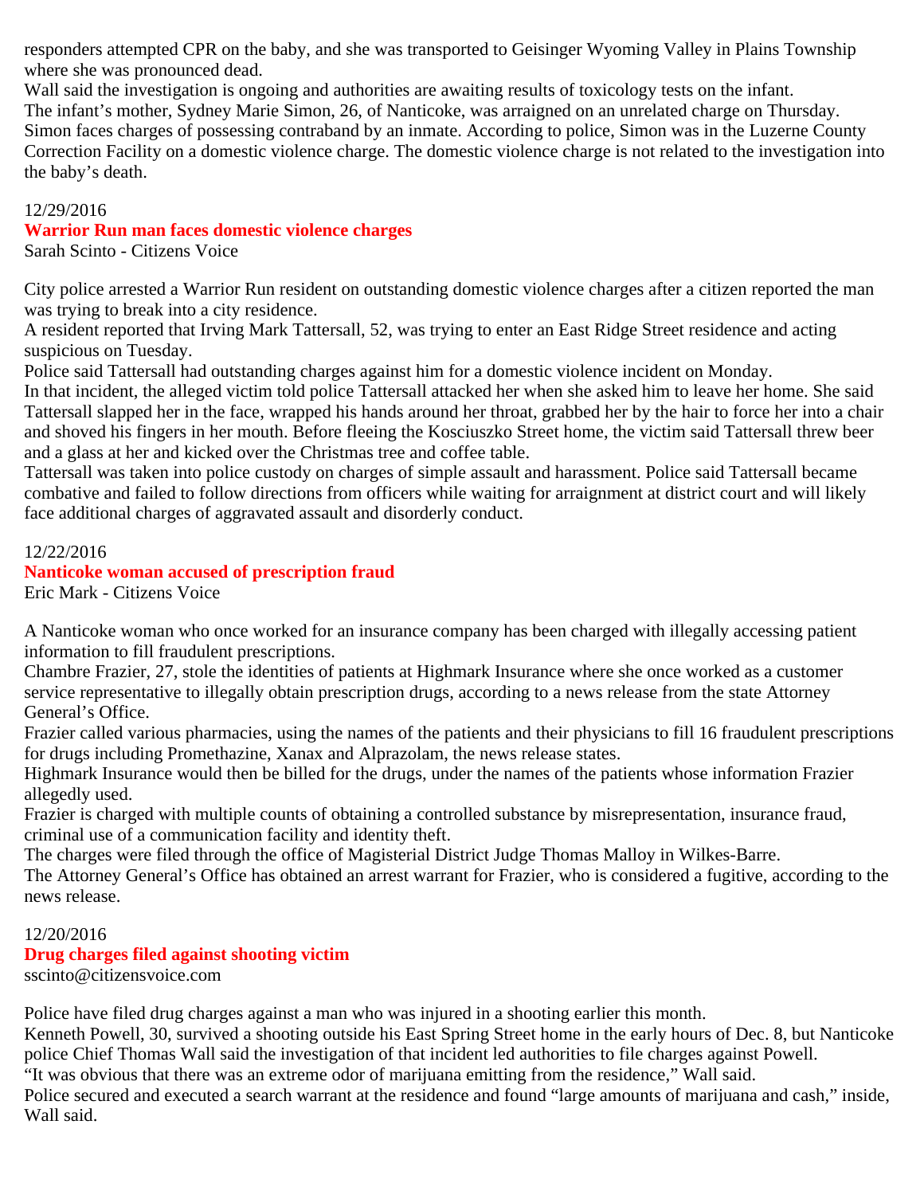responders attempted CPR on the baby, and she was transported to Geisinger Wyoming Valley in Plains Township where she was pronounced dead.
Wall said the investigation is ongoing and authorities are awaiting results of toxicology tests on the infant.
The infant's mother, Sydney Marie Simon, 26, of Nanticoke, was arraigned on an unrelated charge on Thursday.
Simon faces charges of possessing contraband by an inmate. According to police, Simon was in the Luzerne County Correction Facility on a domestic violence charge. The domestic violence charge is not related to the investigation into the baby's death.

12/29/2016

## Warrior Run man faces domestic violence charges

Sarah Scinto - Citizens Voice

City police arrested a Warrior Run resident on outstanding domestic violence charges after a citizen reported the man was trying to break into a city residence.
A resident reported that Irving Mark Tattersall, 52, was trying to enter an East Ridge Street residence and acting suspicious on Tuesday.
Police said Tattersall had outstanding charges against him for a domestic violence incident on Monday.
In that incident, the alleged victim told police Tattersall attacked her when she asked him to leave her home. She said Tattersall slapped her in the face, wrapped his hands around her throat, grabbed her by the hair to force her into a chair and shoved his fingers in her mouth. Before fleeing the Kosciuszko Street home, the victim said Tattersall threw beer and a glass at her and kicked over the Christmas tree and coffee table.
Tattersall was taken into police custody on charges of simple assault and harassment. Police said Tattersall became combative and failed to follow directions from officers while waiting for arraignment at district court and will likely face additional charges of aggravated assault and disorderly conduct.

12/22/2016

## Nanticoke woman accused of prescription fraud

Eric Mark - Citizens Voice

A Nanticoke woman who once worked for an insurance company has been charged with illegally accessing patient information to fill fraudulent prescriptions.
Chambre Frazier, 27, stole the identities of patients at Highmark Insurance where she once worked as a customer service representative to illegally obtain prescription drugs, according to a news release from the state Attorney General's Office.
Frazier called various pharmacies, using the names of the patients and their physicians to fill 16 fraudulent prescriptions for drugs including Promethazine, Xanax and Alprazolam, the news release states.
Highmark Insurance would then be billed for the drugs, under the names of the patients whose information Frazier allegedly used.
Frazier is charged with multiple counts of obtaining a controlled substance by misrepresentation, insurance fraud, criminal use of a communication facility and identity theft.
The charges were filed through the office of Magisterial District Judge Thomas Malloy in Wilkes-Barre.
The Attorney General's Office has obtained an arrest warrant for Frazier, who is considered a fugitive, according to the news release.

12/20/2016

## Drug charges filed against shooting victim

sscinto@citizensvoice.com

Police have filed drug charges against a man who was injured in a shooting earlier this month.
Kenneth Powell, 30, survived a shooting outside his East Spring Street home in the early hours of Dec. 8, but Nanticoke police Chief Thomas Wall said the investigation of that incident led authorities to file charges against Powell.
"It was obvious that there was an extreme odor of marijuana emitting from the residence," Wall said.
Police secured and executed a search warrant at the residence and found "large amounts of marijuana and cash," inside, Wall said.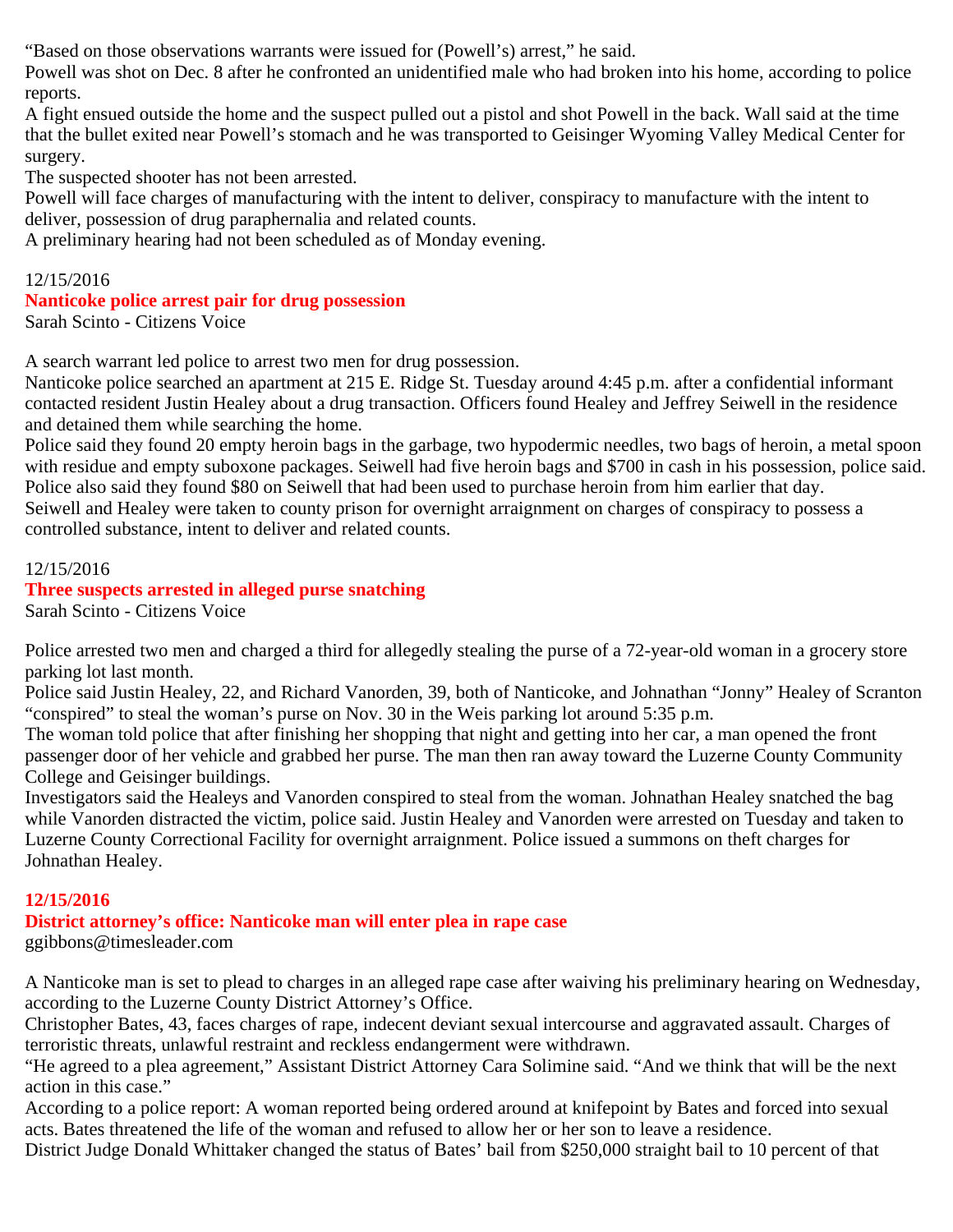"Based on those observations warrants were issued for (Powell's) arrest," he said.

Powell was shot on Dec. 8 after he confronted an unidentified male who had broken into his home, according to police reports.

A fight ensued outside the home and the suspect pulled out a pistol and shot Powell in the back. Wall said at the time that the bullet exited near Powell's stomach and he was transported to Geisinger Wyoming Valley Medical Center for surgery.

The suspected shooter has not been arrested.

Powell will face charges of manufacturing with the intent to deliver, conspiracy to manufacture with the intent to deliver, possession of drug paraphernalia and related counts.

A preliminary hearing had not been scheduled as of Monday evening.

12/15/2016

## Nanticoke police arrest pair for drug possession

Sarah Scinto - Citizens Voice

A search warrant led police to arrest two men for drug possession.

Nanticoke police searched an apartment at 215 E. Ridge St. Tuesday around 4:45 p.m. after a confidential informant contacted resident Justin Healey about a drug transaction. Officers found Healey and Jeffrey Seiwell in the residence and detained them while searching the home.

Police said they found 20 empty heroin bags in the garbage, two hypodermic needles, two bags of heroin, a metal spoon with residue and empty suboxone packages. Seiwell had five heroin bags and $700 in cash in his possession, police said. Police also said they found $80 on Seiwell that had been used to purchase heroin from him earlier that day.

Seiwell and Healey were taken to county prison for overnight arraignment on charges of conspiracy to possess a controlled substance, intent to deliver and related counts.

12/15/2016

## Three suspects arrested in alleged purse snatching

Sarah Scinto - Citizens Voice

Police arrested two men and charged a third for allegedly stealing the purse of a 72-year-old woman in a grocery store parking lot last month.

Police said Justin Healey, 22, and Richard Vanorden, 39, both of Nanticoke, and Johnathan "Jonny" Healey of Scranton "conspired" to steal the woman's purse on Nov. 30 in the Weis parking lot around 5:35 p.m.

The woman told police that after finishing her shopping that night and getting into her car, a man opened the front passenger door of her vehicle and grabbed her purse. The man then ran away toward the Luzerne County Community College and Geisinger buildings.

Investigators said the Healeys and Vanorden conspired to steal from the woman. Johnathan Healey snatched the bag while Vanorden distracted the victim, police said. Justin Healey and Vanorden were arrested on Tuesday and taken to Luzerne County Correctional Facility for overnight arraignment. Police issued a summons on theft charges for Johnathan Healey.

**12/15/2016**

## District attorney's office: Nanticoke man will enter plea in rape case

ggibbons@timesleader.com

A Nanticoke man is set to plead to charges in an alleged rape case after waiving his preliminary hearing on Wednesday, according to the Luzerne County District Attorney's Office.

Christopher Bates, 43, faces charges of rape, indecent deviant sexual intercourse and aggravated assault. Charges of terroristic threats, unlawful restraint and reckless endangerment were withdrawn.

"He agreed to a plea agreement," Assistant District Attorney Cara Solimine said. "And we think that will be the next action in this case."

According to a police report: A woman reported being ordered around at knifepoint by Bates and forced into sexual acts. Bates threatened the life of the woman and refused to allow her or her son to leave a residence.

District Judge Donald Whittaker changed the status of Bates' bail from $250,000 straight bail to 10 percent of that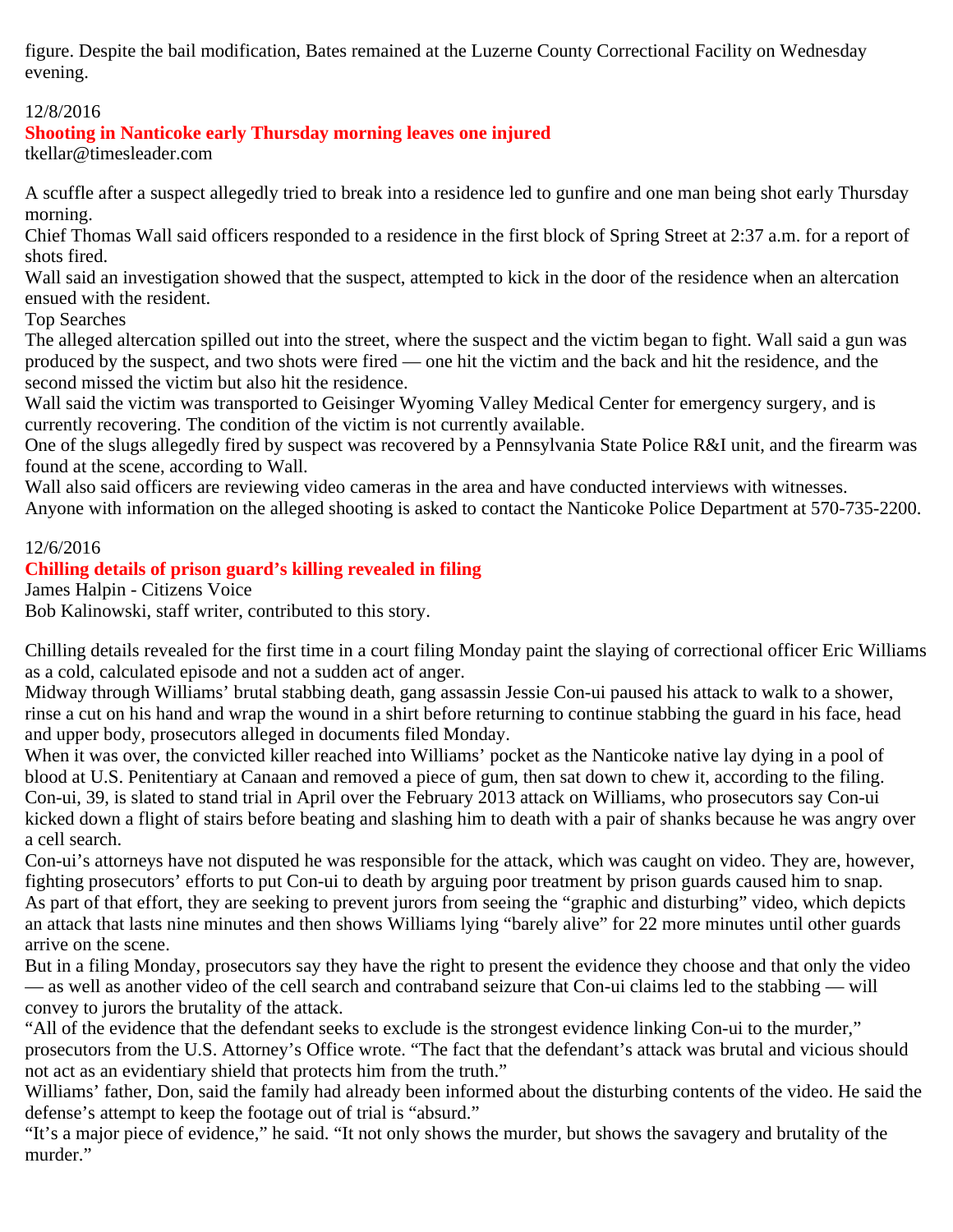figure. Despite the bail modification, Bates remained at the Luzerne County Correctional Facility on Wednesday evening.

12/8/2016

## Shooting in Nanticoke early Thursday morning leaves one injured

tkellar@timesleader.com

A scuffle after a suspect allegedly tried to break into a residence led to gunfire and one man being shot early Thursday morning.

Chief Thomas Wall said officers responded to a residence in the first block of Spring Street at 2:37 a.m. for a report of shots fired.

Wall said an investigation showed that the suspect, attempted to kick in the door of the residence when an altercation ensued with the resident.

Top Searches

The alleged altercation spilled out into the street, where the suspect and the victim began to fight. Wall said a gun was produced by the suspect, and two shots were fired — one hit the victim and the back and hit the residence, and the second missed the victim but also hit the residence.

Wall said the victim was transported to Geisinger Wyoming Valley Medical Center for emergency surgery, and is currently recovering. The condition of the victim is not currently available.

One of the slugs allegedly fired by suspect was recovered by a Pennsylvania State Police R&I unit, and the firearm was found at the scene, according to Wall.

Wall also said officers are reviewing video cameras in the area and have conducted interviews with witnesses.

Anyone with information on the alleged shooting is asked to contact the Nanticoke Police Department at 570-735-2200.

12/6/2016

## Chilling details of prison guard's killing revealed in filing

James Halpin - Citizens Voice

Bob Kalinowski, staff writer, contributed to this story.

Chilling details revealed for the first time in a court filing Monday paint the slaying of correctional officer Eric Williams as a cold, calculated episode and not a sudden act of anger.

Midway through Williams' brutal stabbing death, gang assassin Jessie Con-ui paused his attack to walk to a shower, rinse a cut on his hand and wrap the wound in a shirt before returning to continue stabbing the guard in his face, head and upper body, prosecutors alleged in documents filed Monday.

When it was over, the convicted killer reached into Williams' pocket as the Nanticoke native lay dying in a pool of blood at U.S. Penitentiary at Canaan and removed a piece of gum, then sat down to chew it, according to the filing.

Con-ui, 39, is slated to stand trial in April over the February 2013 attack on Williams, who prosecutors say Con-ui kicked down a flight of stairs before beating and slashing him to death with a pair of shanks because he was angry over a cell search.

Con-ui's attorneys have not disputed he was responsible for the attack, which was caught on video. They are, however, fighting prosecutors' efforts to put Con-ui to death by arguing poor treatment by prison guards caused him to snap.

As part of that effort, they are seeking to prevent jurors from seeing the "graphic and disturbing" video, which depicts an attack that lasts nine minutes and then shows Williams lying "barely alive" for 22 more minutes until other guards arrive on the scene.

But in a filing Monday, prosecutors say they have the right to present the evidence they choose and that only the video — as well as another video of the cell search and contraband seizure that Con-ui claims led to the stabbing — will convey to jurors the brutality of the attack.

"All of the evidence that the defendant seeks to exclude is the strongest evidence linking Con-ui to the murder," prosecutors from the U.S. Attorney's Office wrote. "The fact that the defendant's attack was brutal and vicious should not act as an evidentiary shield that protects him from the truth."

Williams' father, Don, said the family had already been informed about the disturbing contents of the video. He said the defense's attempt to keep the footage out of trial is "absurd."

"It's a major piece of evidence," he said. "It not only shows the murder, but shows the savagery and brutality of the murder."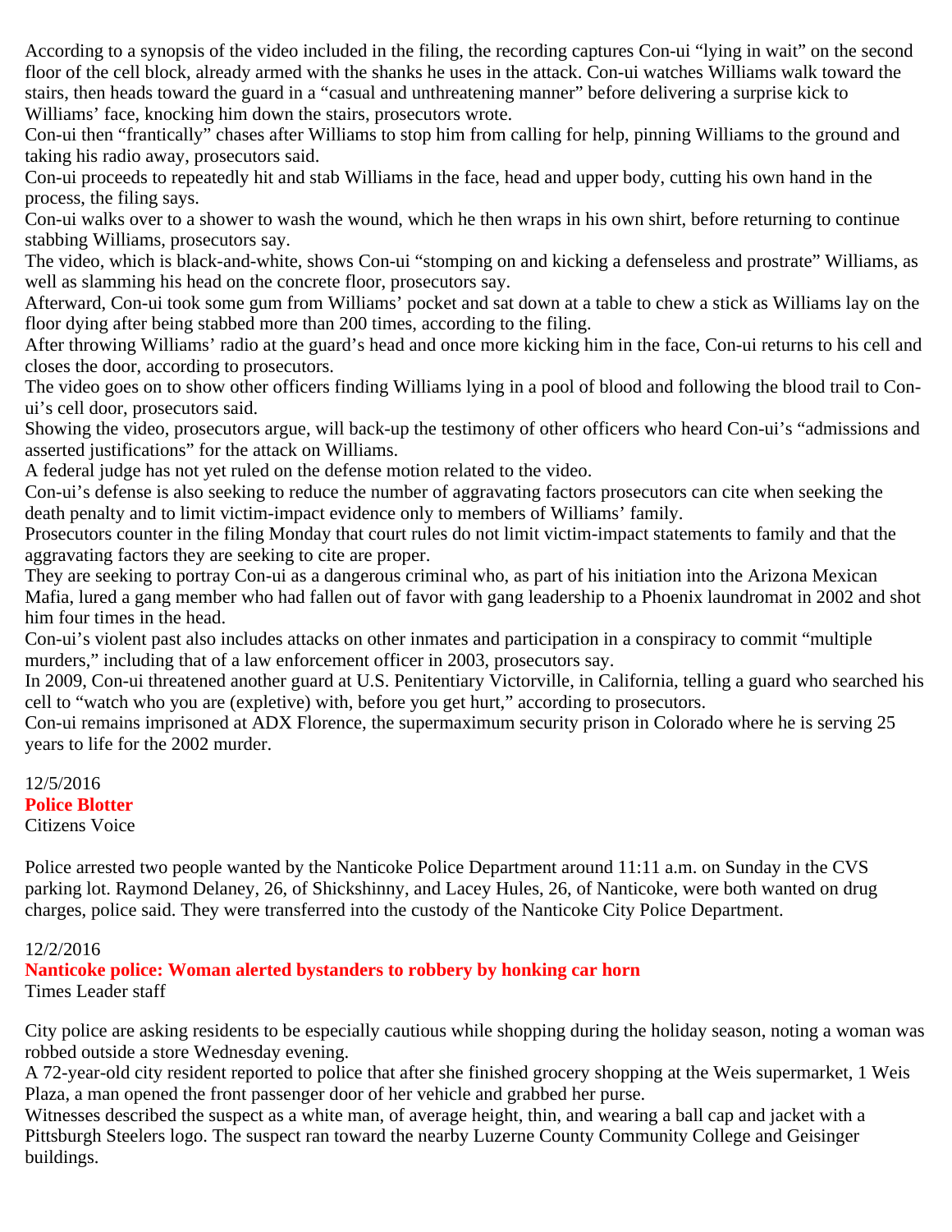According to a synopsis of the video included in the filing, the recording captures Con-ui "lying in wait" on the second floor of the cell block, already armed with the shanks he uses in the attack. Con-ui watches Williams walk toward the stairs, then heads toward the guard in a "casual and unthreatening manner" before delivering a surprise kick to Williams' face, knocking him down the stairs, prosecutors wrote.

Con-ui then "frantically" chases after Williams to stop him from calling for help, pinning Williams to the ground and taking his radio away, prosecutors said.

Con-ui proceeds to repeatedly hit and stab Williams in the face, head and upper body, cutting his own hand in the process, the filing says.

Con-ui walks over to a shower to wash the wound, which he then wraps in his own shirt, before returning to continue stabbing Williams, prosecutors say.

The video, which is black-and-white, shows Con-ui "stomping on and kicking a defenseless and prostrate" Williams, as well as slamming his head on the concrete floor, prosecutors say.

Afterward, Con-ui took some gum from Williams' pocket and sat down at a table to chew a stick as Williams lay on the floor dying after being stabbed more than 200 times, according to the filing.

After throwing Williams' radio at the guard's head and once more kicking him in the face, Con-ui returns to his cell and closes the door, according to prosecutors.

The video goes on to show other officers finding Williams lying in a pool of blood and following the blood trail to Con-ui's cell door, prosecutors said.

Showing the video, prosecutors argue, will back-up the testimony of other officers who heard Con-ui's "admissions and asserted justifications" for the attack on Williams.

A federal judge has not yet ruled on the defense motion related to the video.

Con-ui's defense is also seeking to reduce the number of aggravating factors prosecutors can cite when seeking the death penalty and to limit victim-impact evidence only to members of Williams' family.

Prosecutors counter in the filing Monday that court rules do not limit victim-impact statements to family and that the aggravating factors they are seeking to cite are proper.

They are seeking to portray Con-ui as a dangerous criminal who, as part of his initiation into the Arizona Mexican Mafia, lured a gang member who had fallen out of favor with gang leadership to a Phoenix laundromat in 2002 and shot him four times in the head.

Con-ui's violent past also includes attacks on other inmates and participation in a conspiracy to commit "multiple murders," including that of a law enforcement officer in 2003, prosecutors say.

In 2009, Con-ui threatened another guard at U.S. Penitentiary Victorville, in California, telling a guard who searched his cell to "watch who you are (expletive) with, before you get hurt," according to prosecutors.

Con-ui remains imprisoned at ADX Florence, the supermaximum security prison in Colorado where he is serving 25 years to life for the 2002 murder.

12/5/2016

## Police Blotter

Citizens Voice

Police arrested two people wanted by the Nanticoke Police Department around 11:11 a.m. on Sunday in the CVS parking lot. Raymond Delaney, 26, of Shickshinny, and Lacey Hules, 26, of Nanticoke, were both wanted on drug charges, police said. They were transferred into the custody of the Nanticoke City Police Department.

12/2/2016

## Nanticoke police: Woman alerted bystanders to robbery by honking car horn

Times Leader staff

City police are asking residents to be especially cautious while shopping during the holiday season, noting a woman was robbed outside a store Wednesday evening.

A 72-year-old city resident reported to police that after she finished grocery shopping at the Weis supermarket, 1 Weis Plaza, a man opened the front passenger door of her vehicle and grabbed her purse.

Witnesses described the suspect as a white man, of average height, thin, and wearing a ball cap and jacket with a Pittsburgh Steelers logo. The suspect ran toward the nearby Luzerne County Community College and Geisinger buildings.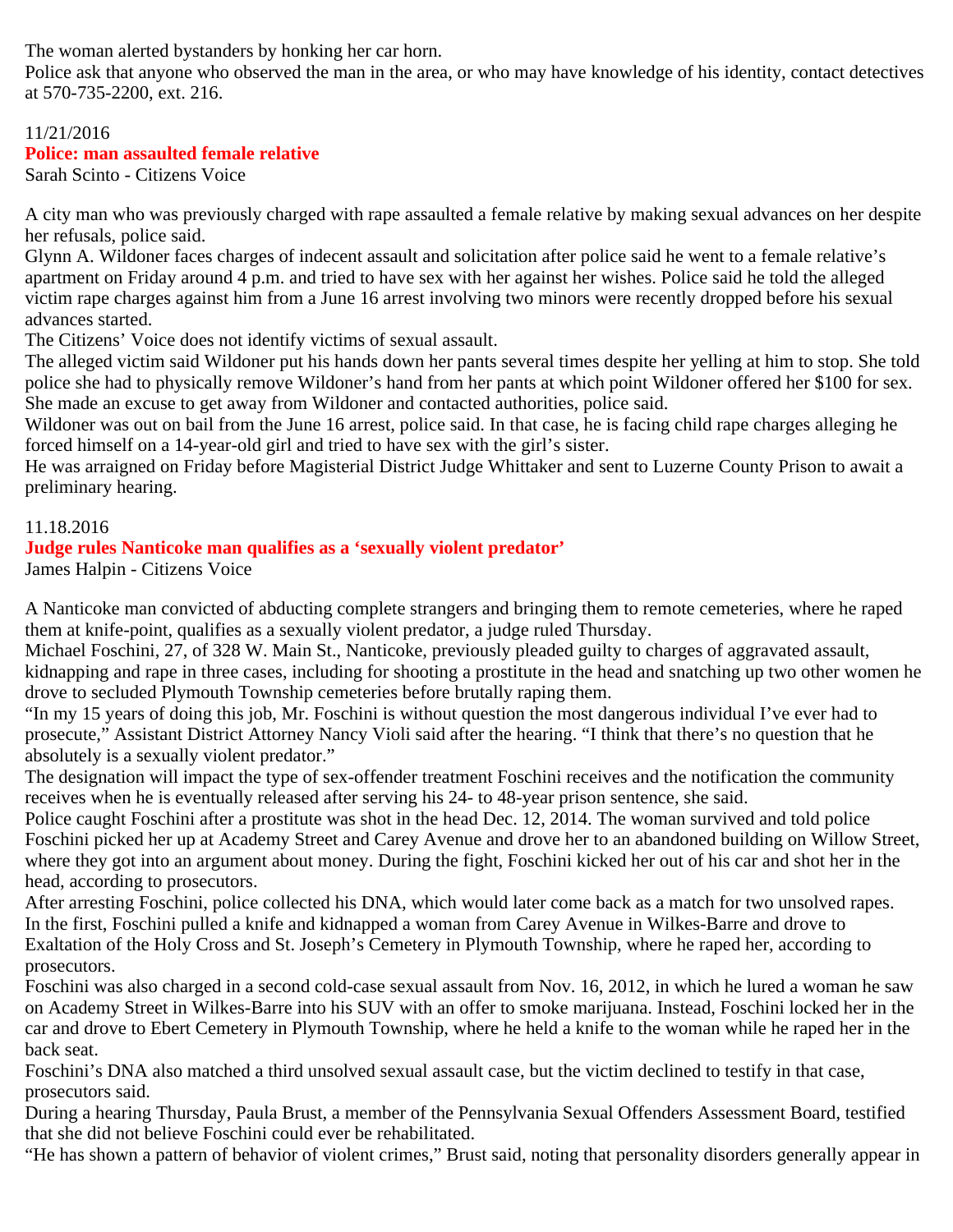The woman alerted bystanders by honking her car horn.
Police ask that anyone who observed the man in the area, or who may have knowledge of his identity, contact detectives at 570-735-2200, ext. 216.

11/21/2016

**Police: man assaulted female relative**

Sarah Scinto - Citizens Voice

A city man who was previously charged with rape assaulted a female relative by making sexual advances on her despite her refusals, police said.
Glynn A. Wildoner faces charges of indecent assault and solicitation after police said he went to a female relative's apartment on Friday around 4 p.m. and tried to have sex with her against her wishes. Police said he told the alleged victim rape charges against him from a June 16 arrest involving two minors were recently dropped before his sexual advances started.
The Citizens' Voice does not identify victims of sexual assault.
The alleged victim said Wildoner put his hands down her pants several times despite her yelling at him to stop. She told police she had to physically remove Wildoner's hand from her pants at which point Wildoner offered her $100 for sex. She made an excuse to get away from Wildoner and contacted authorities, police said.
Wildoner was out on bail from the June 16 arrest, police said. In that case, he is facing child rape charges alleging he forced himself on a 14-year-old girl and tried to have sex with the girl's sister.
He was arraigned on Friday before Magisterial District Judge Whittaker and sent to Luzerne County Prison to await a preliminary hearing.

11.18.2016

**Judge rules Nanticoke man qualifies as a 'sexually violent predator'**

James Halpin - Citizens Voice

A Nanticoke man convicted of abducting complete strangers and bringing them to remote cemeteries, where he raped them at knife-point, qualifies as a sexually violent predator, a judge ruled Thursday.
Michael Foschini, 27, of 328 W. Main St., Nanticoke, previously pleaded guilty to charges of aggravated assault, kidnapping and rape in three cases, including for shooting a prostitute in the head and snatching up two other women he drove to secluded Plymouth Township cemeteries before brutally raping them.
"In my 15 years of doing this job, Mr. Foschini is without question the most dangerous individual I've ever had to prosecute," Assistant District Attorney Nancy Violi said after the hearing. "I think that there's no question that he absolutely is a sexually violent predator."
The designation will impact the type of sex-offender treatment Foschini receives and the notification the community receives when he is eventually released after serving his 24- to 48-year prison sentence, she said.
Police caught Foschini after a prostitute was shot in the head Dec. 12, 2014. The woman survived and told police Foschini picked her up at Academy Street and Carey Avenue and drove her to an abandoned building on Willow Street, where they got into an argument about money. During the fight, Foschini kicked her out of his car and shot her in the head, according to prosecutors.
After arresting Foschini, police collected his DNA, which would later come back as a match for two unsolved rapes.
In the first, Foschini pulled a knife and kidnapped a woman from Carey Avenue in Wilkes-Barre and drove to Exaltation of the Holy Cross and St. Joseph's Cemetery in Plymouth Township, where he raped her, according to prosecutors.
Foschini was also charged in a second cold-case sexual assault from Nov. 16, 2012, in which he lured a woman he saw on Academy Street in Wilkes-Barre into his SUV with an offer to smoke marijuana. Instead, Foschini locked her in the car and drove to Ebert Cemetery in Plymouth Township, where he held a knife to the woman while he raped her in the back seat.
Foschini's DNA also matched a third unsolved sexual assault case, but the victim declined to testify in that case, prosecutors said.
During a hearing Thursday, Paula Brust, a member of the Pennsylvania Sexual Offenders Assessment Board, testified that she did not believe Foschini could ever be rehabilitated.
"He has shown a pattern of behavior of violent crimes," Brust said, noting that personality disorders generally appear in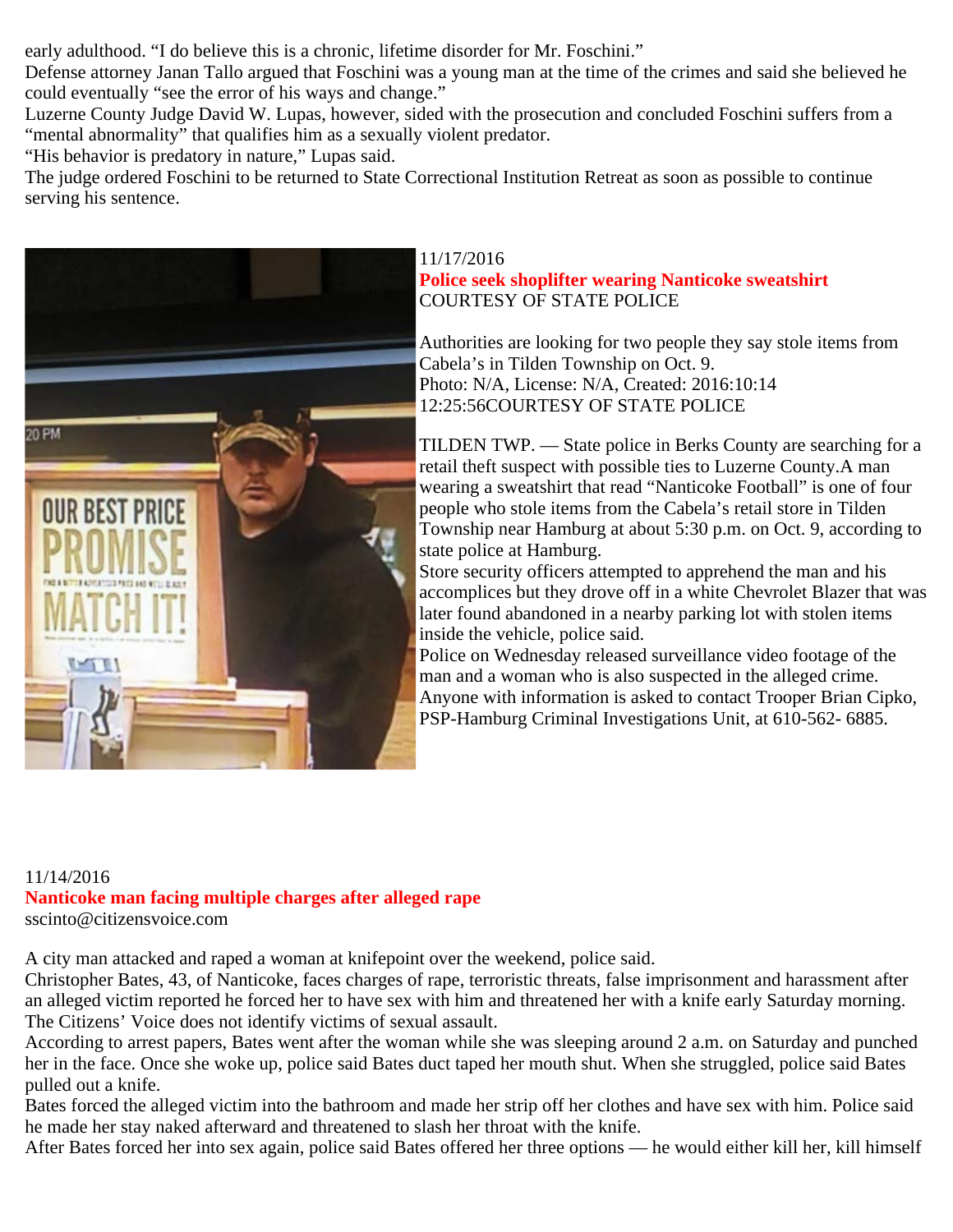early adulthood. "I do believe this is a chronic, lifetime disorder for Mr. Foschini."

Defense attorney Janan Tallo argued that Foschini was a young man at the time of the crimes and said she believed he could eventually "see the error of his ways and change."

Luzerne County Judge David W. Lupas, however, sided with the prosecution and concluded Foschini suffers from a "mental abnormality" that qualifies him as a sexually violent predator.

"His behavior is predatory in nature," Lupas said.

The judge ordered Foschini to be returned to State Correctional Institution Retreat as soon as possible to continue serving his sentence.

11/17/2016

**Police seek shoplifter wearing Nanticoke sweatshirt**

COURTESY OF STATE POLICE

Authorities are looking for two people they say stole items from Cabela's in Tilden Township on Oct. 9.

Photo: N/A, License: N/A, Created: 2016:10:14 12:25:56COURTESY OF STATE POLICE

TILDEN TWP. — State police in Berks County are searching for a retail theft suspect with possible ties to Luzerne County.A man wearing a sweatshirt that read "Nanticoke Football" is one of four people who stole items from the Cabela's retail store in Tilden Township near Hamburg at about 5:30 p.m. on Oct. 9, according to state police at Hamburg.

Store security officers attempted to apprehend the man and his accomplices but they drove off in a white Chevrolet Blazer that was later found abandoned in a nearby parking lot with stolen items inside the vehicle, police said.

Police on Wednesday released surveillance video footage of the man and a woman who is also suspected in the alleged crime.

Anyone with information is asked to contact Trooper Brian Cipko, PSP-Hamburg Criminal Investigations Unit, at 610-562- 6885.

11/14/2016

**Nanticoke man facing multiple charges after alleged rape**

sscinto@citizensvoice.com

A city man attacked and raped a woman at knifepoint over the weekend, police said.

Christopher Bates, 43, of Nanticoke, faces charges of rape, terroristic threats, false imprisonment and harassment after an alleged victim reported he forced her to have sex with him and threatened her with a knife early Saturday morning.

The Citizens' Voice does not identify victims of sexual assault.

According to arrest papers, Bates went after the woman while she was sleeping around 2 a.m. on Saturday and punched her in the face. Once she woke up, police said Bates duct taped her mouth shut. When she struggled, police said Bates pulled out a knife.

Bates forced the alleged victim into the bathroom and made her strip off her clothes and have sex with him. Police said he made her stay naked afterward and threatened to slash her throat with the knife.

After Bates forced her into sex again, police said Bates offered her three options — he would either kill her, kill himself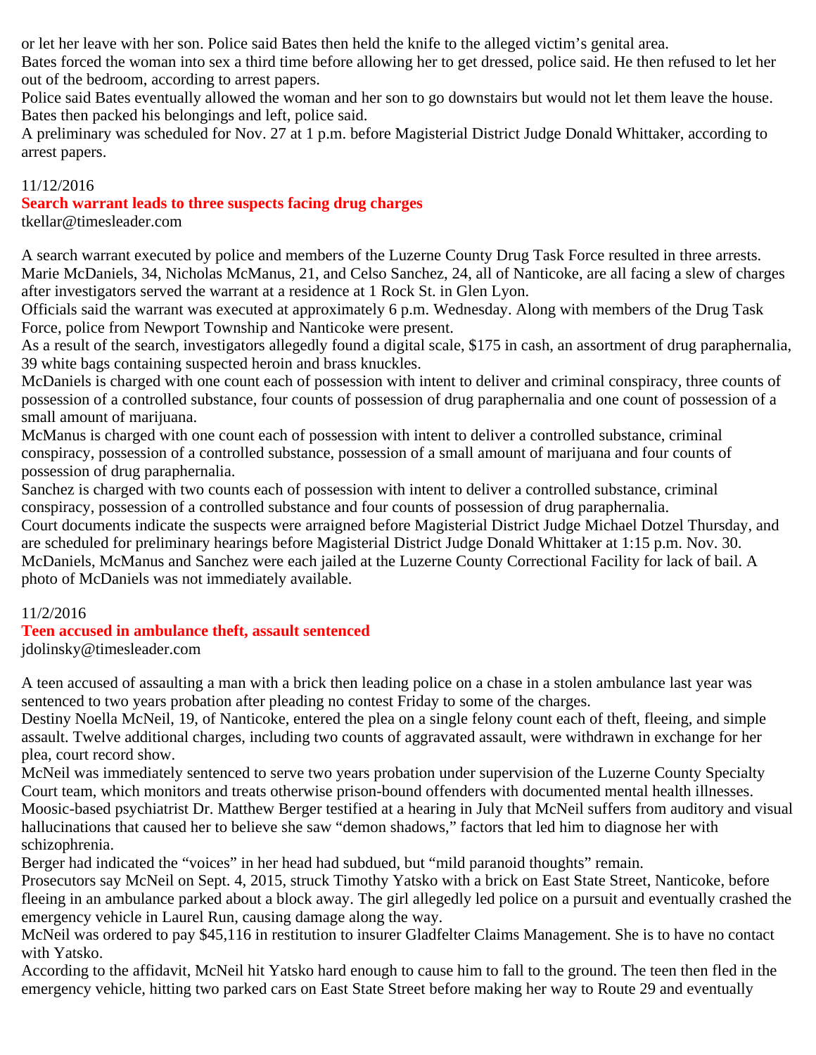or let her leave with her son. Police said Bates then held the knife to the alleged victim's genital area.

Bates forced the woman into sex a third time before allowing her to get dressed, police said. He then refused to let her out of the bedroom, according to arrest papers.

Police said Bates eventually allowed the woman and her son to go downstairs but would not let them leave the house. Bates then packed his belongings and left, police said.

A preliminary was scheduled for Nov. 27 at 1 p.m. before Magisterial District Judge Donald Whittaker, according to arrest papers.

11/12/2016

## Search warrant leads to three suspects facing drug charges

tkellar@timesleader.com

A search warrant executed by police and members of the Luzerne County Drug Task Force resulted in three arrests.

Marie McDaniels, 34, Nicholas McManus, 21, and Celso Sanchez, 24, all of Nanticoke, are all facing a slew of charges after investigators served the warrant at a residence at 1 Rock St. in Glen Lyon.

Officials said the warrant was executed at approximately 6 p.m. Wednesday. Along with members of the Drug Task Force, police from Newport Township and Nanticoke were present.

As a result of the search, investigators allegedly found a digital scale, $175 in cash, an assortment of drug paraphernalia, 39 white bags containing suspected heroin and brass knuckles.

McDaniels is charged with one count each of possession with intent to deliver and criminal conspiracy, three counts of possession of a controlled substance, four counts of possession of drug paraphernalia and one count of possession of a small amount of marijuana.

McManus is charged with one count each of possession with intent to deliver a controlled substance, criminal conspiracy, possession of a controlled substance, possession of a small amount of marijuana and four counts of possession of drug paraphernalia.

Sanchez is charged with two counts each of possession with intent to deliver a controlled substance, criminal conspiracy, possession of a controlled substance and four counts of possession of drug paraphernalia.

Court documents indicate the suspects were arraigned before Magisterial District Judge Michael Dotzel Thursday, and are scheduled for preliminary hearings before Magisterial District Judge Donald Whittaker at 1:15 p.m. Nov. 30.

McDaniels, McManus and Sanchez were each jailed at the Luzerne County Correctional Facility for lack of bail. A photo of McDaniels was not immediately available.

11/2/2016

## Teen accused in ambulance theft, assault sentenced

jdolinsky@timesleader.com

A teen accused of assaulting a man with a brick then leading police on a chase in a stolen ambulance last year was sentenced to two years probation after pleading no contest Friday to some of the charges.

Destiny Noella McNeil, 19, of Nanticoke, entered the plea on a single felony count each of theft, fleeing, and simple assault. Twelve additional charges, including two counts of aggravated assault, were withdrawn in exchange for her plea, court record show.

McNeil was immediately sentenced to serve two years probation under supervision of the Luzerne County Specialty Court team, which monitors and treats otherwise prison-bound offenders with documented mental health illnesses.

Moosic-based psychiatrist Dr. Matthew Berger testified at a hearing in July that McNeil suffers from auditory and visual hallucinations that caused her to believe she saw "demon shadows," factors that led him to diagnose her with schizophrenia.

Berger had indicated the "voices" in her head had subdued, but "mild paranoid thoughts" remain.

Prosecutors say McNeil on Sept. 4, 2015, struck Timothy Yatsko with a brick on East State Street, Nanticoke, before fleeing in an ambulance parked about a block away. The girl allegedly led police on a pursuit and eventually crashed the emergency vehicle in Laurel Run, causing damage along the way.

McNeil was ordered to pay $45,116 in restitution to insurer Gladfelter Claims Management. She is to have no contact with Yatsko.

According to the affidavit, McNeil hit Yatsko hard enough to cause him to fall to the ground. The teen then fled in the emergency vehicle, hitting two parked cars on East State Street before making her way to Route 29 and eventually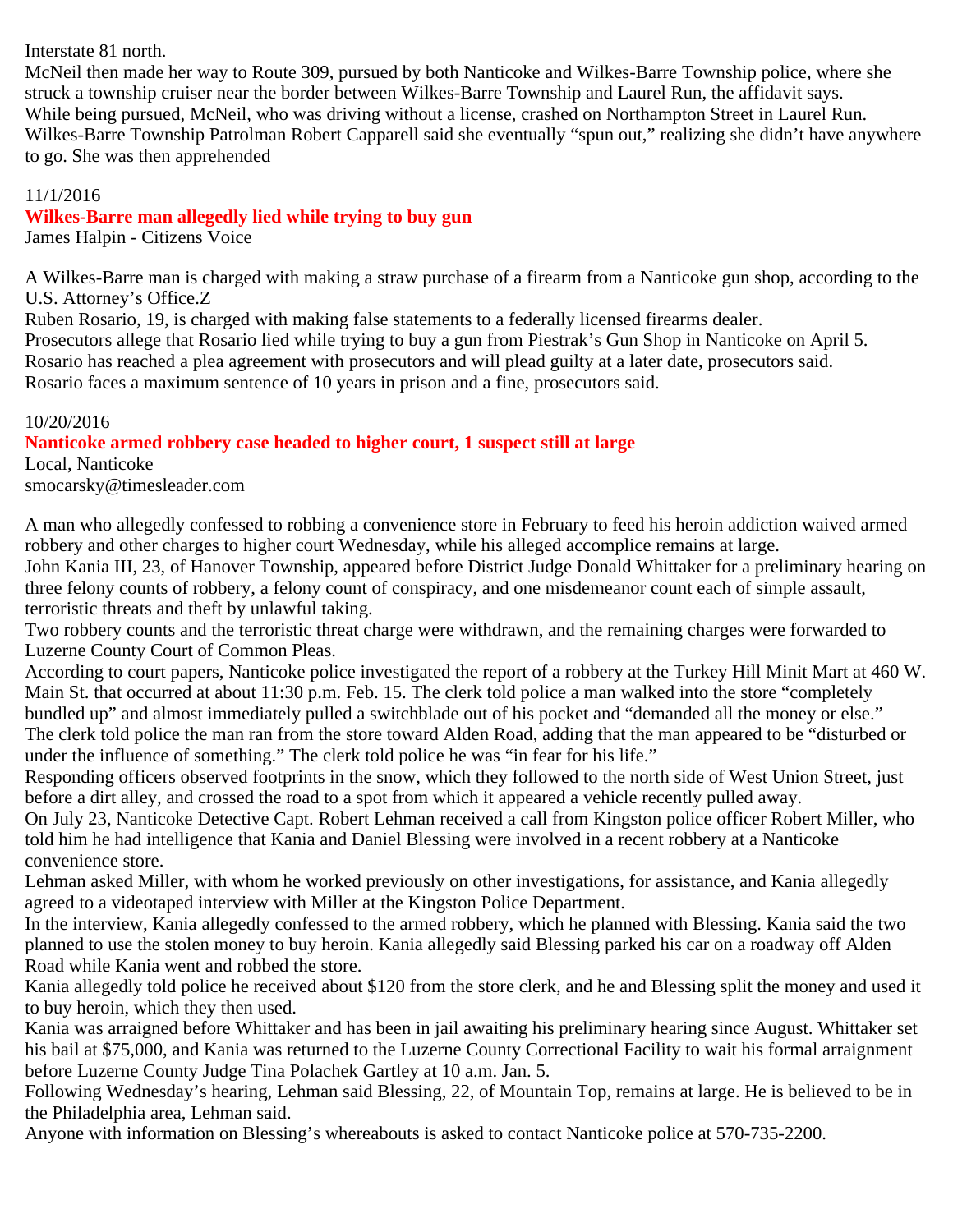Interstate 81 north.
McNeil then made her way to Route 309, pursued by both Nanticoke and Wilkes-Barre Township police, where she struck a township cruiser near the border between Wilkes-Barre Township and Laurel Run, the affidavit says.
While being pursued, McNeil, who was driving without a license, crashed on Northampton Street in Laurel Run.
Wilkes-Barre Township Patrolman Robert Capparell said she eventually "spun out," realizing she didn't have anywhere to go. She was then apprehended

11/1/2016

## Wilkes-Barre man allegedly lied while trying to buy gun

James Halpin - Citizens Voice

A Wilkes-Barre man is charged with making a straw purchase of a firearm from a Nanticoke gun shop, according to the U.S. Attorney's Office.Z
Ruben Rosario, 19, is charged with making false statements to a federally licensed firearms dealer.
Prosecutors allege that Rosario lied while trying to buy a gun from Piestrak's Gun Shop in Nanticoke on April 5.
Rosario has reached a plea agreement with prosecutors and will plead guilty at a later date, prosecutors said.
Rosario faces a maximum sentence of 10 years in prison and a fine, prosecutors said.

10/20/2016

## Nanticoke armed robbery case headed to higher court, 1 suspect still at large

Local, Nanticoke
smocarsky@timesleader.com

A man who allegedly confessed to robbing a convenience store in February to feed his heroin addiction waived armed robbery and other charges to higher court Wednesday, while his alleged accomplice remains at large.
John Kania III, 23, of Hanover Township, appeared before District Judge Donald Whittaker for a preliminary hearing on three felony counts of robbery, a felony count of conspiracy, and one misdemeanor count each of simple assault, terroristic threats and theft by unlawful taking.
Two robbery counts and the terroristic threat charge were withdrawn, and the remaining charges were forwarded to Luzerne County Court of Common Pleas.
According to court papers, Nanticoke police investigated the report of a robbery at the Turkey Hill Minit Mart at 460 W. Main St. that occurred at about 11:30 p.m. Feb. 15. The clerk told police a man walked into the store "completely bundled up" and almost immediately pulled a switchblade out of his pocket and "demanded all the money or else."
The clerk told police the man ran from the store toward Alden Road, adding that the man appeared to be "disturbed or under the influence of something." The clerk told police he was "in fear for his life."
Responding officers observed footprints in the snow, which they followed to the north side of West Union Street, just before a dirt alley, and crossed the road to a spot from which it appeared a vehicle recently pulled away.
On July 23, Nanticoke Detective Capt. Robert Lehman received a call from Kingston police officer Robert Miller, who told him he had intelligence that Kania and Daniel Blessing were involved in a recent robbery at a Nanticoke convenience store.
Lehman asked Miller, with whom he worked previously on other investigations, for assistance, and Kania allegedly agreed to a videotaped interview with Miller at the Kingston Police Department.
In the interview, Kania allegedly confessed to the armed robbery, which he planned with Blessing. Kania said the two planned to use the stolen money to buy heroin. Kania allegedly said Blessing parked his car on a roadway off Alden Road while Kania went and robbed the store.
Kania allegedly told police he received about $120 from the store clerk, and he and Blessing split the money and used it to buy heroin, which they then used.
Kania was arraigned before Whittaker and has been in jail awaiting his preliminary hearing since August. Whittaker set his bail at $75,000, and Kania was returned to the Luzerne County Correctional Facility to wait his formal arraignment before Luzerne County Judge Tina Polachek Gartley at 10 a.m. Jan. 5.
Following Wednesday's hearing, Lehman said Blessing, 22, of Mountain Top, remains at large. He is believed to be in the Philadelphia area, Lehman said.
Anyone with information on Blessing's whereabouts is asked to contact Nanticoke police at 570-735-2200.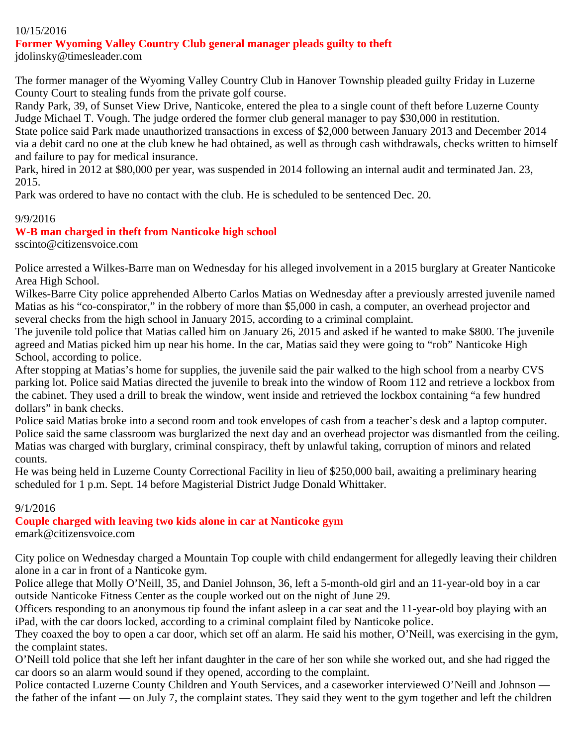10/15/2016

## Former Wyoming Valley Country Club general manager pleads guilty to theft

jdolinsky@timesleader.com

The former manager of the Wyoming Valley Country Club in Hanover Township pleaded guilty Friday in Luzerne County Court to stealing funds from the private golf course.

Randy Park, 39, of Sunset View Drive, Nanticoke, entered the plea to a single count of theft before Luzerne County Judge Michael T. Vough. The judge ordered the former club general manager to pay $30,000 in restitution.

State police said Park made unauthorized transactions in excess of $2,000 between January 2013 and December 2014 via a debit card no one at the club knew he had obtained, as well as through cash withdrawals, checks written to himself and failure to pay for medical insurance.

Park, hired in 2012 at $80,000 per year, was suspended in 2014 following an internal audit and terminated Jan. 23, 2015.

Park was ordered to have no contact with the club. He is scheduled to be sentenced Dec. 20.

9/9/2016

## W-B man charged in theft from Nanticoke high school

sscinto@citizensvoice.com

Police arrested a Wilkes-Barre man on Wednesday for his alleged involvement in a 2015 burglary at Greater Nanticoke Area High School.

Wilkes-Barre City police apprehended Alberto Carlos Matias on Wednesday after a previously arrested juvenile named Matias as his "co-conspirator," in the robbery of more than $5,000 in cash, a computer, an overhead projector and several checks from the high school in January 2015, according to a criminal complaint.

The juvenile told police that Matias called him on January 26, 2015 and asked if he wanted to make $800. The juvenile agreed and Matias picked him up near his home. In the car, Matias said they were going to "rob" Nanticoke High School, according to police.

After stopping at Matias's home for supplies, the juvenile said the pair walked to the high school from a nearby CVS parking lot. Police said Matias directed the juvenile to break into the window of Room 112 and retrieve a lockbox from the cabinet. They used a drill to break the window, went inside and retrieved the lockbox containing "a few hundred dollars" in bank checks.

Police said Matias broke into a second room and took envelopes of cash from a teacher's desk and a laptop computer. Police said the same classroom was burglarized the next day and an overhead projector was dismantled from the ceiling.

Matias was charged with burglary, criminal conspiracy, theft by unlawful taking, corruption of minors and related counts.

He was being held in Luzerne County Correctional Facility in lieu of $250,000 bail, awaiting a preliminary hearing scheduled for 1 p.m. Sept. 14 before Magisterial District Judge Donald Whittaker.

9/1/2016

## Couple charged with leaving two kids alone in car at Nanticoke gym

emark@citizensvoice.com

City police on Wednesday charged a Mountain Top couple with child endangerment for allegedly leaving their children alone in a car in front of a Nanticoke gym.

Police allege that Molly O'Neill, 35, and Daniel Johnson, 36, left a 5-month-old girl and an 11-year-old boy in a car outside Nanticoke Fitness Center as the couple worked out on the night of June 29.

Officers responding to an anonymous tip found the infant asleep in a car seat and the 11-year-old boy playing with an iPad, with the car doors locked, according to a criminal complaint filed by Nanticoke police.

They coaxed the boy to open a car door, which set off an alarm. He said his mother, O'Neill, was exercising in the gym, the complaint states.

O'Neill told police that she left her infant daughter in the care of her son while she worked out, and she had rigged the car doors so an alarm would sound if they opened, according to the complaint.

Police contacted Luzerne County Children and Youth Services, and a caseworker interviewed O'Neill and Johnson — the father of the infant — on July 7, the complaint states. They said they went to the gym together and left the children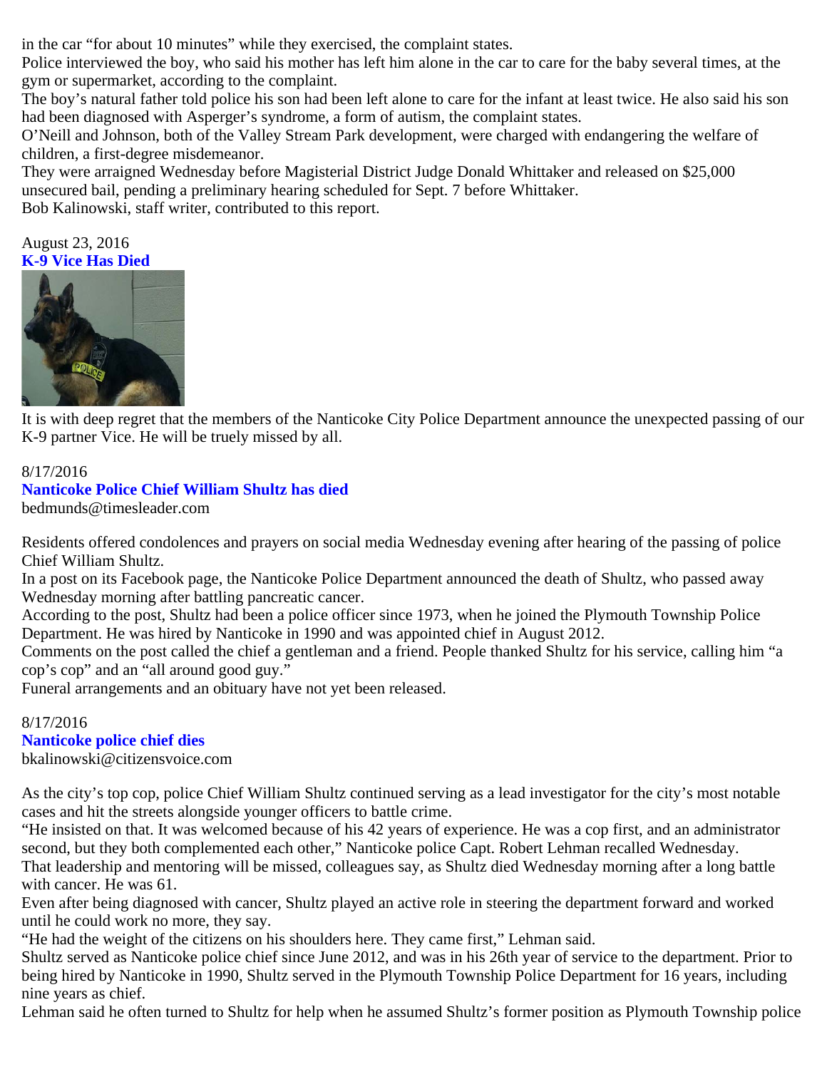in the car "for about 10 minutes" while they exercised, the complaint states.
Police interviewed the boy, who said his mother has left him alone in the car to care for the baby several times, at the gym or supermarket, according to the complaint.
The boy's natural father told police his son had been left alone to care for the infant at least twice. He also said his son had been diagnosed with Asperger's syndrome, a form of autism, the complaint states.
O'Neill and Johnson, both of the Valley Stream Park development, were charged with endangering the welfare of children, a first-degree misdemeanor.
They were arraigned Wednesday before Magisterial District Judge Donald Whittaker and released on $25,000 unsecured bail, pending a preliminary hearing scheduled for Sept. 7 before Whittaker.
Bob Kalinowski, staff writer, contributed to this report.

August 23, 2016
**K-9 Vice Has Died**

It is with deep regret that the members of the Nanticoke City Police Department announce the unexpected passing of our K-9 partner Vice. He will be truely missed by all.

8/17/2016
**Nanticoke Police Chief William Shultz has died**
bedmunds@timesleader.com

Residents offered condolences and prayers on social media Wednesday evening after hearing of the passing of police Chief William Shultz.
In a post on its Facebook page, the Nanticoke Police Department announced the death of Shultz, who passed away Wednesday morning after battling pancreatic cancer.
According to the post, Shultz had been a police officer since 1973, when he joined the Plymouth Township Police Department. He was hired by Nanticoke in 1990 and was appointed chief in August 2012.
Comments on the post called the chief a gentleman and a friend. People thanked Shultz for his service, calling him "a cop's cop" and an "all around good guy."
Funeral arrangements and an obituary have not yet been released.

8/17/2016
**Nanticoke police chief dies**
bkalinowski@citizensvoice.com

As the city's top cop, police Chief William Shultz continued serving as a lead investigator for the city's most notable cases and hit the streets alongside younger officers to battle crime.
"He insisted on that. It was welcomed because of his 42 years of experience. He was a cop first, and an administrator second, but they both complemented each other," Nanticoke police Capt. Robert Lehman recalled Wednesday.
That leadership and mentoring will be missed, colleagues say, as Shultz died Wednesday morning after a long battle with cancer. He was 61.
Even after being diagnosed with cancer, Shultz played an active role in steering the department forward and worked until he could work no more, they say.
"He had the weight of the citizens on his shoulders here. They came first," Lehman said.
Shultz served as Nanticoke police chief since June 2012, and was in his 26th year of service to the department. Prior to being hired by Nanticoke in 1990, Shultz served in the Plymouth Township Police Department for 16 years, including nine years as chief.
Lehman said he often turned to Shultz for help when he assumed Shultz's former position as Plymouth Township police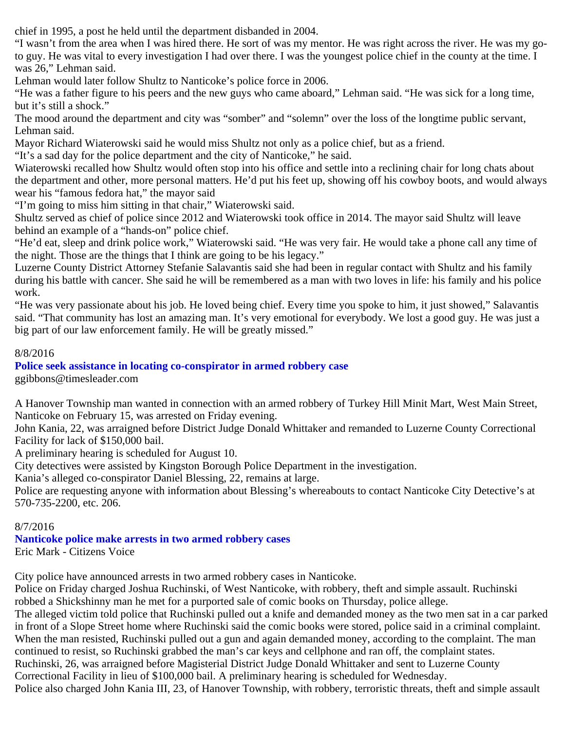chief in 1995, a post he held until the department disbanded in 2004.

“I wasn’t from the area when I was hired there. He sort of was my mentor. He was right across the river. He was my go-to guy. He was vital to every investigation I had over there. I was the youngest police chief in the county at the time. I was 26,” Lehman said.

Lehman would later follow Shultz to Nanticoke’s police force in 2006.

“He was a father figure to his peers and the new guys who came aboard,” Lehman said. “He was sick for a long time, but it’s still a shock.”

The mood around the department and city was “somber” and “solemn” over the loss of the longtime public servant, Lehman said.

Mayor Richard Wiaterowski said he would miss Shultz not only as a police chief, but as a friend.

“It’s a sad day for the police department and the city of Nanticoke,” he said.

Wiaterowski recalled how Shultz would often stop into his office and settle into a reclining chair for long chats about the department and other, more personal matters. He’d put his feet up, showing off his cowboy boots, and would always wear his “famous fedora hat,” the mayor said

“I’m going to miss him sitting in that chair,” Wiaterowski said.

Shultz served as chief of police since 2012 and Wiaterowski took office in 2014. The mayor said Shultz will leave behind an example of a “hands-on” police chief.

“He’d eat, sleep and drink police work,” Wiaterowski said. “He was very fair. He would take a phone call any time of the night. Those are the things that I think are going to be his legacy.”

Luzerne County District Attorney Stefanie Salavantis said she had been in regular contact with Shultz and his family during his battle with cancer. She said he will be remembered as a man with two loves in life: his family and his police work.

“He was very passionate about his job. He loved being chief. Every time you spoke to him, it just showed,” Salavantis said. “That community has lost an amazing man. It’s very emotional for everybody. We lost a good guy. He was just a big part of our law enforcement family. He will be greatly missed.”

8/8/2016

**Police seek assistance in locating co-conspirator in armed robbery case**

ggibbons@timesleader.com

A Hanover Township man wanted in connection with an armed robbery of Turkey Hill Minit Mart, West Main Street, Nanticoke on February 15, was arrested on Friday evening.

John Kania, 22, was arraigned before District Judge Donald Whittaker and remanded to Luzerne County Correctional Facility for lack of $150,000 bail.

A preliminary hearing is scheduled for August 10.

City detectives were assisted by Kingston Borough Police Department in the investigation.

Kania’s alleged co-conspirator Daniel Blessing, 22, remains at large.

Police are requesting anyone with information about Blessing’s whereabouts to contact Nanticoke City Detective’s at 570-735-2200, etc. 206.

8/7/2016

**Nanticoke police make arrests in two armed robbery cases**

Eric Mark - Citizens Voice

City police have announced arrests in two armed robbery cases in Nanticoke.

Police on Friday charged Joshua Ruchinski, of West Nanticoke, with robbery, theft and simple assault. Ruchinski robbed a Shickshinny man he met for a purported sale of comic books on Thursday, police allege.

The alleged victim told police that Ruchinski pulled out a knife and demanded money as the two men sat in a car parked in front of a Slope Street home where Ruchinski said the comic books were stored, police said in a criminal complaint. When the man resisted, Ruchinski pulled out a gun and again demanded money, according to the complaint. The man continued to resist, so Ruchinski grabbed the man’s car keys and cellphone and ran off, the complaint states.

Ruchinski, 26, was arraigned before Magisterial District Judge Donald Whittaker and sent to Luzerne County Correctional Facility in lieu of $100,000 bail. A preliminary hearing is scheduled for Wednesday.

Police also charged John Kania III, 23, of Hanover Township, with robbery, terroristic threats, theft and simple assault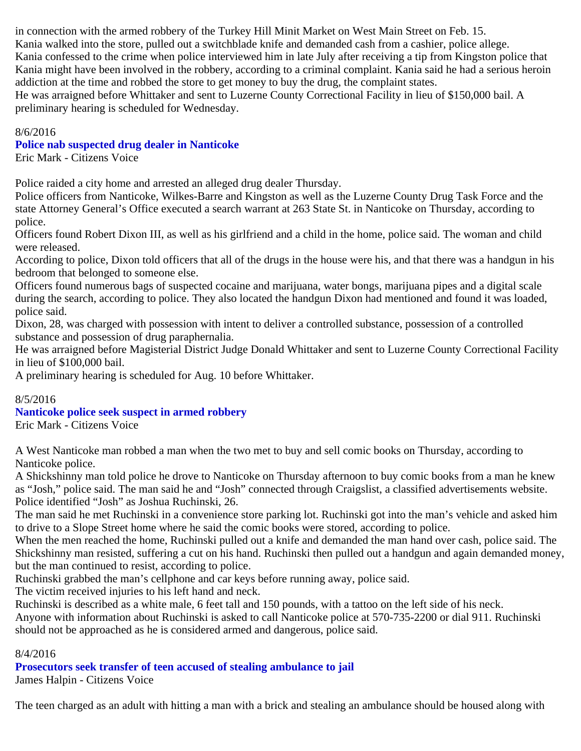in connection with the armed robbery of the Turkey Hill Minit Market on West Main Street on Feb. 15.
Kania walked into the store, pulled out a switchblade knife and demanded cash from a cashier, police allege.
Kania confessed to the crime when police interviewed him in late July after receiving a tip from Kingston police that Kania might have been involved in the robbery, according to a criminal complaint. Kania said he had a serious heroin addiction at the time and robbed the store to get money to buy the drug, the complaint states.
He was arraigned before Whittaker and sent to Luzerne County Correctional Facility in lieu of $150,000 bail. A preliminary hearing is scheduled for Wednesday.

8/6/2016
**Police nab suspected drug dealer in Nanticoke**
Eric Mark - Citizens Voice

Police raided a city home and arrested an alleged drug dealer Thursday.
Police officers from Nanticoke, Wilkes-Barre and Kingston as well as the Luzerne County Drug Task Force and the state Attorney General's Office executed a search warrant at 263 State St. in Nanticoke on Thursday, according to police.
Officers found Robert Dixon III, as well as his girlfriend and a child in the home, police said. The woman and child were released.
According to police, Dixon told officers that all of the drugs in the house were his, and that there was a handgun in his bedroom that belonged to someone else.
Officers found numerous bags of suspected cocaine and marijuana, water bongs, marijuana pipes and a digital scale during the search, according to police. They also located the handgun Dixon had mentioned and found it was loaded, police said.
Dixon, 28, was charged with possession with intent to deliver a controlled substance, possession of a controlled substance and possession of drug paraphernalia.
He was arraigned before Magisterial District Judge Donald Whittaker and sent to Luzerne County Correctional Facility in lieu of $100,000 bail.
A preliminary hearing is scheduled for Aug. 10 before Whittaker.

8/5/2016
**Nanticoke police seek suspect in armed robbery**
Eric Mark - Citizens Voice

A West Nanticoke man robbed a man when the two met to buy and sell comic books on Thursday, according to Nanticoke police.
A Shickshinny man told police he drove to Nanticoke on Thursday afternoon to buy comic books from a man he knew as "Josh," police said. The man said he and "Josh" connected through Craigslist, a classified advertisements website. Police identified "Josh" as Joshua Ruchinski, 26.
The man said he met Ruchinski in a convenience store parking lot. Ruchinski got into the man's vehicle and asked him to drive to a Slope Street home where he said the comic books were stored, according to police.
When the men reached the home, Ruchinski pulled out a knife and demanded the man hand over cash, police said. The Shickshinny man resisted, suffering a cut on his hand. Ruchinski then pulled out a handgun and again demanded money, but the man continued to resist, according to police.
Ruchinski grabbed the man's cellphone and car keys before running away, police said.
The victim received injuries to his left hand and neck.
Ruchinski is described as a white male, 6 feet tall and 150 pounds, with a tattoo on the left side of his neck.
Anyone with information about Ruchinski is asked to call Nanticoke police at 570-735-2200 or dial 911. Ruchinski should not be approached as he is considered armed and dangerous, police said.

8/4/2016
**Prosecutors seek transfer of teen accused of stealing ambulance to jail**
James Halpin - Citizens Voice

The teen charged as an adult with hitting a man with a brick and stealing an ambulance should be housed along with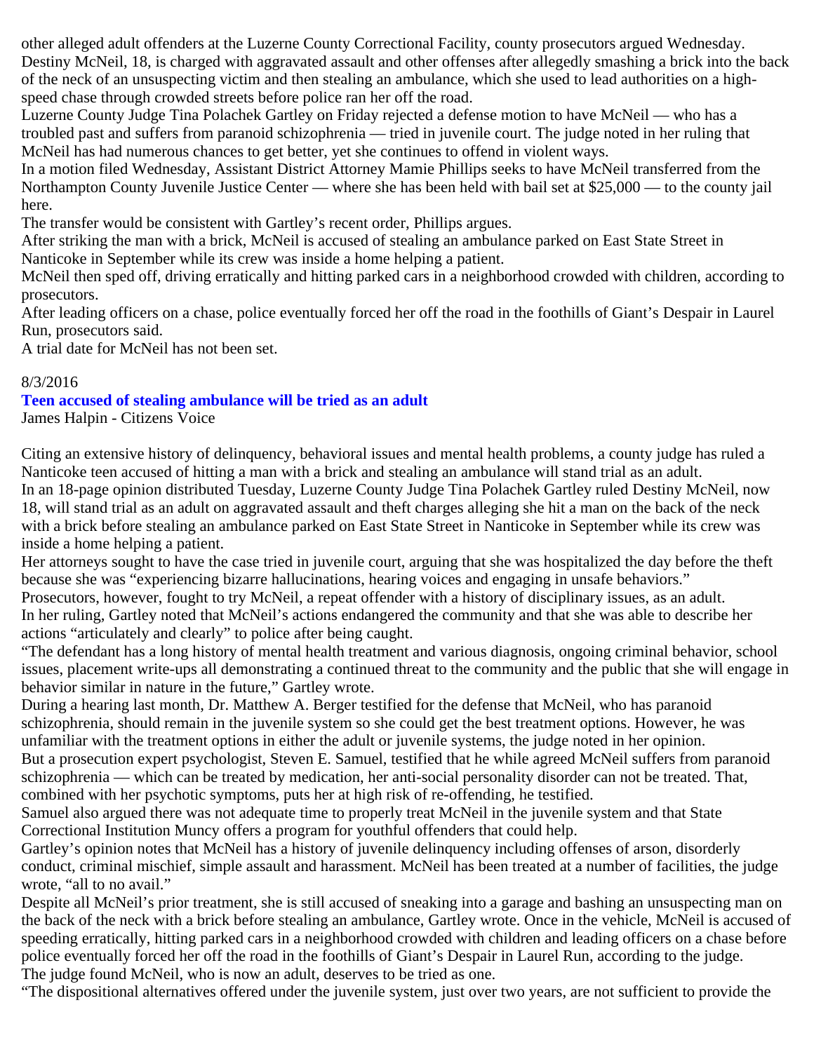other alleged adult offenders at the Luzerne County Correctional Facility, county prosecutors argued Wednesday.
Destiny McNeil, 18, is charged with aggravated assault and other offenses after allegedly smashing a brick into the back of the neck of an unsuspecting victim and then stealing an ambulance, which she used to lead authorities on a high-speed chase through crowded streets before police ran her off the road.
Luzerne County Judge Tina Polachek Gartley on Friday rejected a defense motion to have McNeil — who has a troubled past and suffers from paranoid schizophrenia — tried in juvenile court. The judge noted in her ruling that McNeil has had numerous chances to get better, yet she continues to offend in violent ways.
In a motion filed Wednesday, Assistant District Attorney Mamie Phillips seeks to have McNeil transferred from the Northampton County Juvenile Justice Center — where she has been held with bail set at $25,000 — to the county jail here.
The transfer would be consistent with Gartley's recent order, Phillips argues.
After striking the man with a brick, McNeil is accused of stealing an ambulance parked on East State Street in Nanticoke in September while its crew was inside a home helping a patient.
McNeil then sped off, driving erratically and hitting parked cars in a neighborhood crowded with children, according to prosecutors.
After leading officers on a chase, police eventually forced her off the road in the foothills of Giant's Despair in Laurel Run, prosecutors said.
A trial date for McNeil has not been set.

8/3/2016

**Teen accused of stealing ambulance will be tried as an adult**

James Halpin - Citizens Voice

Citing an extensive history of delinquency, behavioral issues and mental health problems, a county judge has ruled a Nanticoke teen accused of hitting a man with a brick and stealing an ambulance will stand trial as an adult.
In an 18-page opinion distributed Tuesday, Luzerne County Judge Tina Polachek Gartley ruled Destiny McNeil, now 18, will stand trial as an adult on aggravated assault and theft charges alleging she hit a man on the back of the neck with a brick before stealing an ambulance parked on East State Street in Nanticoke in September while its crew was inside a home helping a patient.
Her attorneys sought to have the case tried in juvenile court, arguing that she was hospitalized the day before the theft because she was "experiencing bizarre hallucinations, hearing voices and engaging in unsafe behaviors."
Prosecutors, however, fought to try McNeil, a repeat offender with a history of disciplinary issues, as an adult.
In her ruling, Gartley noted that McNeil's actions endangered the community and that she was able to describe her actions "articulately and clearly" to police after being caught.
"The defendant has a long history of mental health treatment and various diagnosis, ongoing criminal behavior, school issues, placement write-ups all demonstrating a continued threat to the community and the public that she will engage in behavior similar in nature in the future," Gartley wrote.
During a hearing last month, Dr. Matthew A. Berger testified for the defense that McNeil, who has paranoid schizophrenia, should remain in the juvenile system so she could get the best treatment options. However, he was unfamiliar with the treatment options in either the adult or juvenile systems, the judge noted in her opinion.
But a prosecution expert psychologist, Steven E. Samuel, testified that he while agreed McNeil suffers from paranoid schizophrenia — which can be treated by medication, her anti-social personality disorder can not be treated. That, combined with her psychotic symptoms, puts her at high risk of re-offending, he testified.
Samuel also argued there was not adequate time to properly treat McNeil in the juvenile system and that State Correctional Institution Muncy offers a program for youthful offenders that could help.
Gartley's opinion notes that McNeil has a history of juvenile delinquency including offenses of arson, disorderly conduct, criminal mischief, simple assault and harassment. McNeil has been treated at a number of facilities, the judge wrote, "all to no avail."
Despite all McNeil's prior treatment, she is still accused of sneaking into a garage and bashing an unsuspecting man on the back of the neck with a brick before stealing an ambulance, Gartley wrote. Once in the vehicle, McNeil is accused of speeding erratically, hitting parked cars in a neighborhood crowded with children and leading officers on a chase before police eventually forced her off the road in the foothills of Giant's Despair in Laurel Run, according to the judge.
The judge found McNeil, who is now an adult, deserves to be tried as one.
"The dispositional alternatives offered under the juvenile system, just over two years, are not sufficient to provide the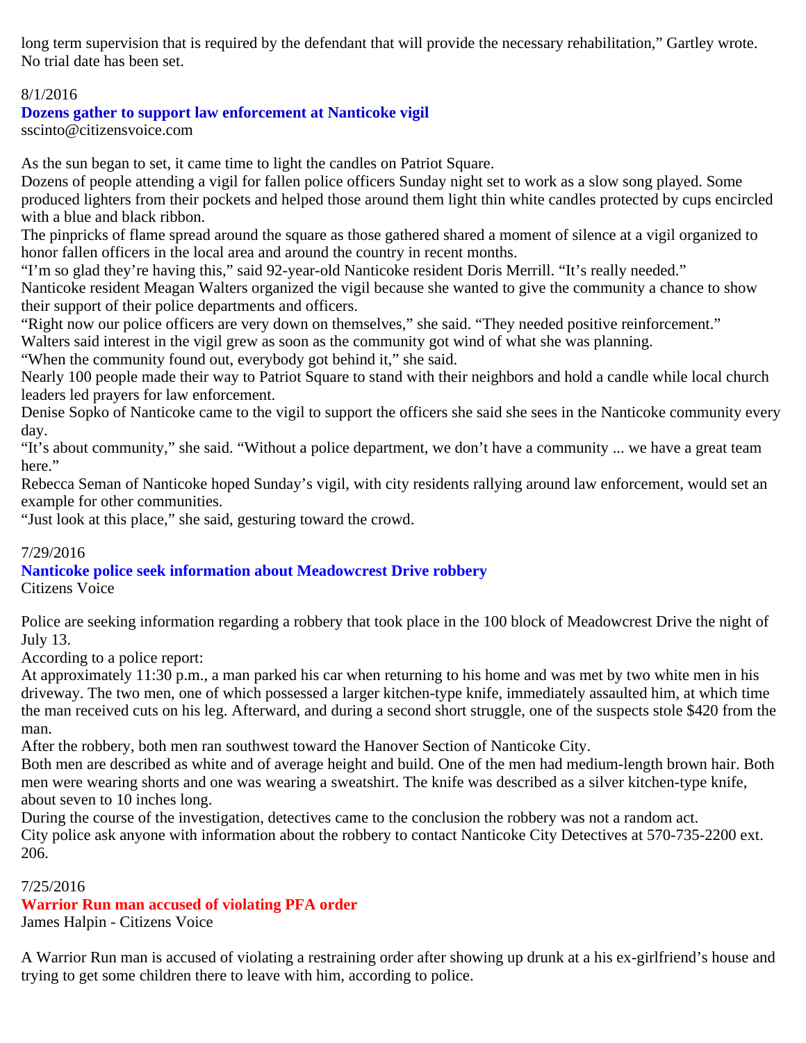long term supervision that is required by the defendant that will provide the necessary rehabilitation," Gartley wrote.
No trial date has been set.

8/1/2016

### Dozens gather to support law enforcement at Nanticoke vigil

sscinto@citizensvoice.com

As the sun began to set, it came time to light the candles on Patriot Square.
Dozens of people attending a vigil for fallen police officers Sunday night set to work as a slow song played. Some produced lighters from their pockets and helped those around them light thin white candles protected by cups encircled with a blue and black ribbon.
The pinpricks of flame spread around the square as those gathered shared a moment of silence at a vigil organized to honor fallen officers in the local area and around the country in recent months.
"I'm so glad they're having this," said 92-year-old Nanticoke resident Doris Merrill. "It's really needed."
Nanticoke resident Meagan Walters organized the vigil because she wanted to give the community a chance to show their support of their police departments and officers.
"Right now our police officers are very down on themselves," she said. "They needed positive reinforcement."
Walters said interest in the vigil grew as soon as the community got wind of what she was planning.
"When the community found out, everybody got behind it," she said.
Nearly 100 people made their way to Patriot Square to stand with their neighbors and hold a candle while local church leaders led prayers for law enforcement.
Denise Sopko of Nanticoke came to the vigil to support the officers she said she sees in the Nanticoke community every day.
"It's about community," she said. "Without a police department, we don't have a community ... we have a great team here."
Rebecca Seman of Nanticoke hoped Sunday's vigil, with city residents rallying around law enforcement, would set an example for other communities.
"Just look at this place," she said, gesturing toward the crowd.

7/29/2016

### Nanticoke police seek information about Meadowcrest Drive robbery

Citizens Voice

Police are seeking information regarding a robbery that took place in the 100 block of Meadowcrest Drive the night of July 13.
According to a police report:
At approximately 11:30 p.m., a man parked his car when returning to his home and was met by two white men in his driveway. The two men, one of which possessed a larger kitchen-type knife, immediately assaulted him, at which time the man received cuts on his leg. Afterward, and during a second short struggle, one of the suspects stole $420 from the man.
After the robbery, both men ran southwest toward the Hanover Section of Nanticoke City.
Both men are described as white and of average height and build. One of the men had medium-length brown hair. Both men were wearing shorts and one was wearing a sweatshirt. The knife was described as a silver kitchen-type knife, about seven to 10 inches long.
During the course of the investigation, detectives came to the conclusion the robbery was not a random act.
City police ask anyone with information about the robbery to contact Nanticoke City Detectives at 570-735-2200 ext. 206.

7/25/2016

### Warrior Run man accused of violating PFA order

James Halpin - Citizens Voice

A Warrior Run man is accused of violating a restraining order after showing up drunk at a his ex-girlfriend's house and trying to get some children there to leave with him, according to police.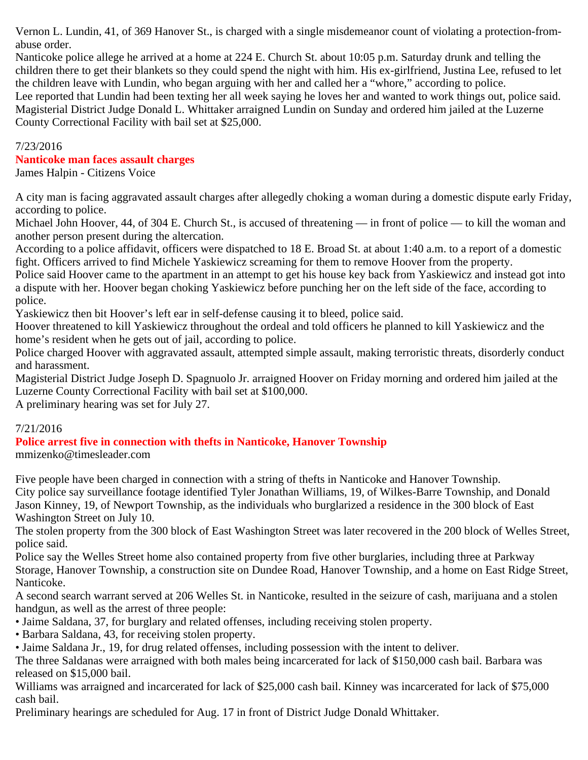Vernon L. Lundin, 41, of 369 Hanover St., is charged with a single misdemeanor count of violating a protection-from-abuse order.
Nanticoke police allege he arrived at a home at 224 E. Church St. about 10:05 p.m. Saturday drunk and telling the children there to get their blankets so they could spend the night with him. His ex-girlfriend, Justina Lee, refused to let the children leave with Lundin, who began arguing with her and called her a “whore,” according to police.
Lee reported that Lundin had been texting her all week saying he loves her and wanted to work things out, police said.
Magisterial District Judge Donald L. Whittaker arraigned Lundin on Sunday and ordered him jailed at the Luzerne County Correctional Facility with bail set at $25,000.

7/23/2016

## Nanticoke man faces assault charges

James Halpin - Citizens Voice

A city man is facing aggravated assault charges after allegedly choking a woman during a domestic dispute early Friday, according to police.
Michael John Hoover, 44, of 304 E. Church St., is accused of threatening — in front of police — to kill the woman and another person present during the altercation.
According to a police affidavit, officers were dispatched to 18 E. Broad St. at about 1:40 a.m. to a report of a domestic fight. Officers arrived to find Michele Yaskiewicz screaming for them to remove Hoover from the property.
Police said Hoover came to the apartment in an attempt to get his house key back from Yaskiewicz and instead got into a dispute with her. Hoover began choking Yaskiewicz before punching her on the left side of the face, according to police.
Yaskiewicz then bit Hoover’s left ear in self-defense causing it to bleed, police said.
Hoover threatened to kill Yaskiewicz throughout the ordeal and told officers he planned to kill Yaskiewicz and the home’s resident when he gets out of jail, according to police.
Police charged Hoover with aggravated assault, attempted simple assault, making terroristic threats, disorderly conduct and harassment.
Magisterial District Judge Joseph D. Spagnuolo Jr. arraigned Hoover on Friday morning and ordered him jailed at the Luzerne County Correctional Facility with bail set at $100,000.
A preliminary hearing was set for July 27.

7/21/2016

## Police arrest five in connection with thefts in Nanticoke, Hanover Township

mmizenko@timesleader.com

Five people have been charged in connection with a string of thefts in Nanticoke and Hanover Township.
City police say surveillance footage identified Tyler Jonathan Williams, 19, of Wilkes-Barre Township, and Donald Jason Kinney, 19, of Newport Township, as the individuals who burglarized a residence in the 300 block of East Washington Street on July 10.
The stolen property from the 300 block of East Washington Street was later recovered in the 200 block of Welles Street, police said.
Police say the Welles Street home also contained property from five other burglaries, including three at Parkway Storage, Hanover Township, a construction site on Dundee Road, Hanover Township, and a home on East Ridge Street, Nanticoke.
A second search warrant served at 206 Welles St. in Nanticoke, resulted in the seizure of cash, marijuana and a stolen handgun, as well as the arrest of three people:

- Jaime Saldana, 37, for burglary and related offenses, including receiving stolen property.
- Barbara Saldana, 43, for receiving stolen property.
- Jaime Saldana Jr., 19, for drug related offenses, including possession with the intent to deliver.

The three Saldanas were arraigned with both males being incarcerated for lack of $150,000 cash bail. Barbara was released on $15,000 bail.
Williams was arraigned and incarcerated for lack of $25,000 cash bail. Kinney was incarcerated for lack of $75,000 cash bail.
Preliminary hearings are scheduled for Aug. 17 in front of District Judge Donald Whittaker.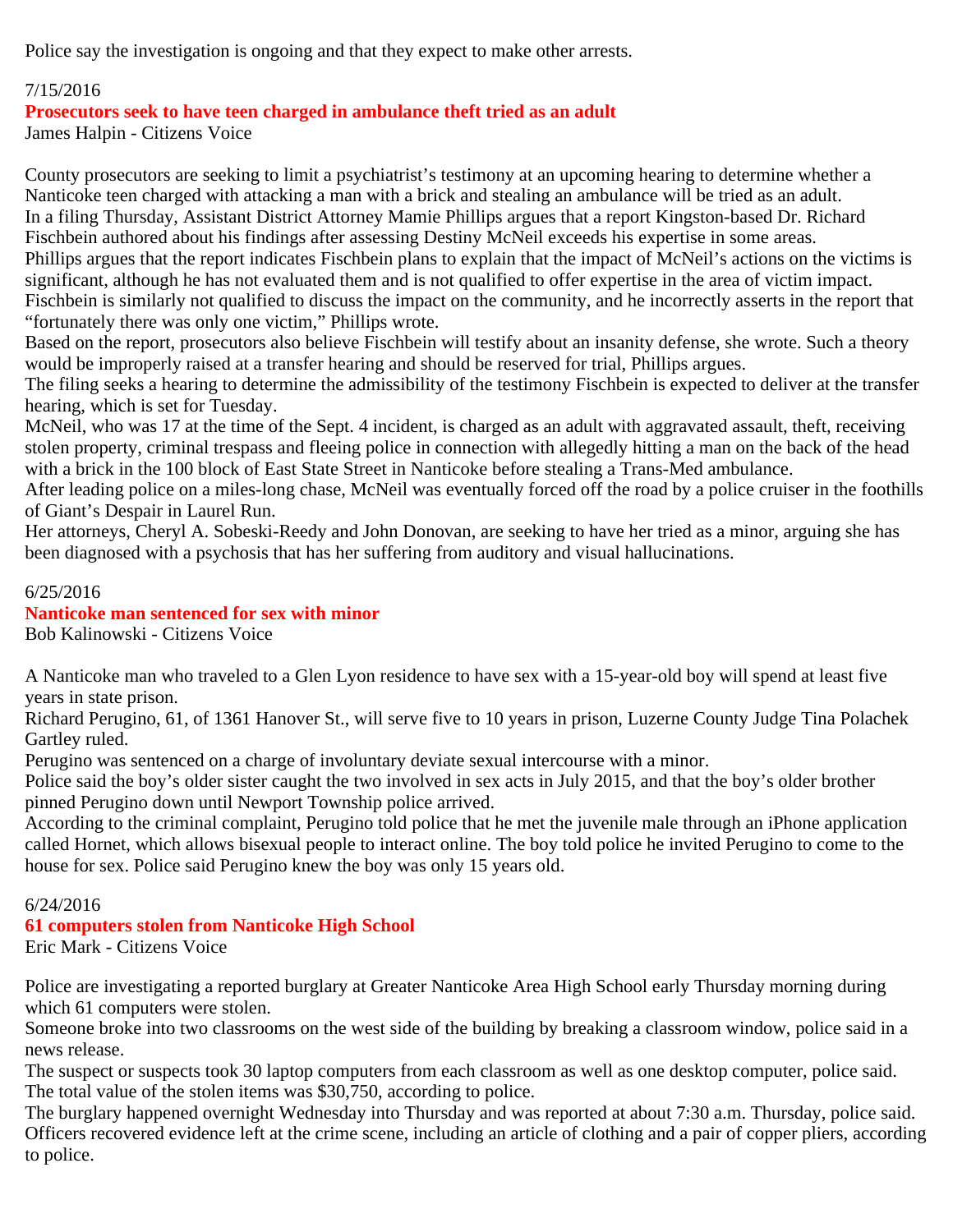Police say the investigation is ongoing and that they expect to make other arrests.

7/15/2016

### Prosecutors seek to have teen charged in ambulance theft tried as an adult

James Halpin - Citizens Voice

County prosecutors are seeking to limit a psychiatrist's testimony at an upcoming hearing to determine whether a Nanticoke teen charged with attacking a man with a brick and stealing an ambulance will be tried as an adult.

In a filing Thursday, Assistant District Attorney Mamie Phillips argues that a report Kingston-based Dr. Richard Fischbein authored about his findings after assessing Destiny McNeil exceeds his expertise in some areas.

Phillips argues that the report indicates Fischbein plans to explain that the impact of McNeil's actions on the victims is significant, although he has not evaluated them and is not qualified to offer expertise in the area of victim impact.

Fischbein is similarly not qualified to discuss the impact on the community, and he incorrectly asserts in the report that "fortunately there was only one victim," Phillips wrote.

Based on the report, prosecutors also believe Fischbein will testify about an insanity defense, she wrote. Such a theory would be improperly raised at a transfer hearing and should be reserved for trial, Phillips argues.

The filing seeks a hearing to determine the admissibility of the testimony Fischbein is expected to deliver at the transfer hearing, which is set for Tuesday.

McNeil, who was 17 at the time of the Sept. 4 incident, is charged as an adult with aggravated assault, theft, receiving stolen property, criminal trespass and fleeing police in connection with allegedly hitting a man on the back of the head with a brick in the 100 block of East State Street in Nanticoke before stealing a Trans-Med ambulance.

After leading police on a miles-long chase, McNeil was eventually forced off the road by a police cruiser in the foothills of Giant's Despair in Laurel Run.

Her attorneys, Cheryl A. Sobeski-Reedy and John Donovan, are seeking to have her tried as a minor, arguing she has been diagnosed with a psychosis that has her suffering from auditory and visual hallucinations.

6/25/2016

### Nanticoke man sentenced for sex with minor

Bob Kalinowski - Citizens Voice

A Nanticoke man who traveled to a Glen Lyon residence to have sex with a 15-year-old boy will spend at least five years in state prison.

Richard Perugino, 61, of 1361 Hanover St., will serve five to 10 years in prison, Luzerne County Judge Tina Polachek Gartley ruled.

Perugino was sentenced on a charge of involuntary deviate sexual intercourse with a minor.

Police said the boy's older sister caught the two involved in sex acts in July 2015, and that the boy's older brother pinned Perugino down until Newport Township police arrived.

According to the criminal complaint, Perugino told police that he met the juvenile male through an iPhone application called Hornet, which allows bisexual people to interact online. The boy told police he invited Perugino to come to the house for sex. Police said Perugino knew the boy was only 15 years old.

6/24/2016

### 61 computers stolen from Nanticoke High School

Eric Mark - Citizens Voice

Police are investigating a reported burglary at Greater Nanticoke Area High School early Thursday morning during which 61 computers were stolen.

Someone broke into two classrooms on the west side of the building by breaking a classroom window, police said in a news release.

The suspect or suspects took 30 laptop computers from each classroom as well as one desktop computer, police said.

The total value of the stolen items was $30,750, according to police.

The burglary happened overnight Wednesday into Thursday and was reported at about 7:30 a.m. Thursday, police said.

Officers recovered evidence left at the crime scene, including an article of clothing and a pair of copper pliers, according to police.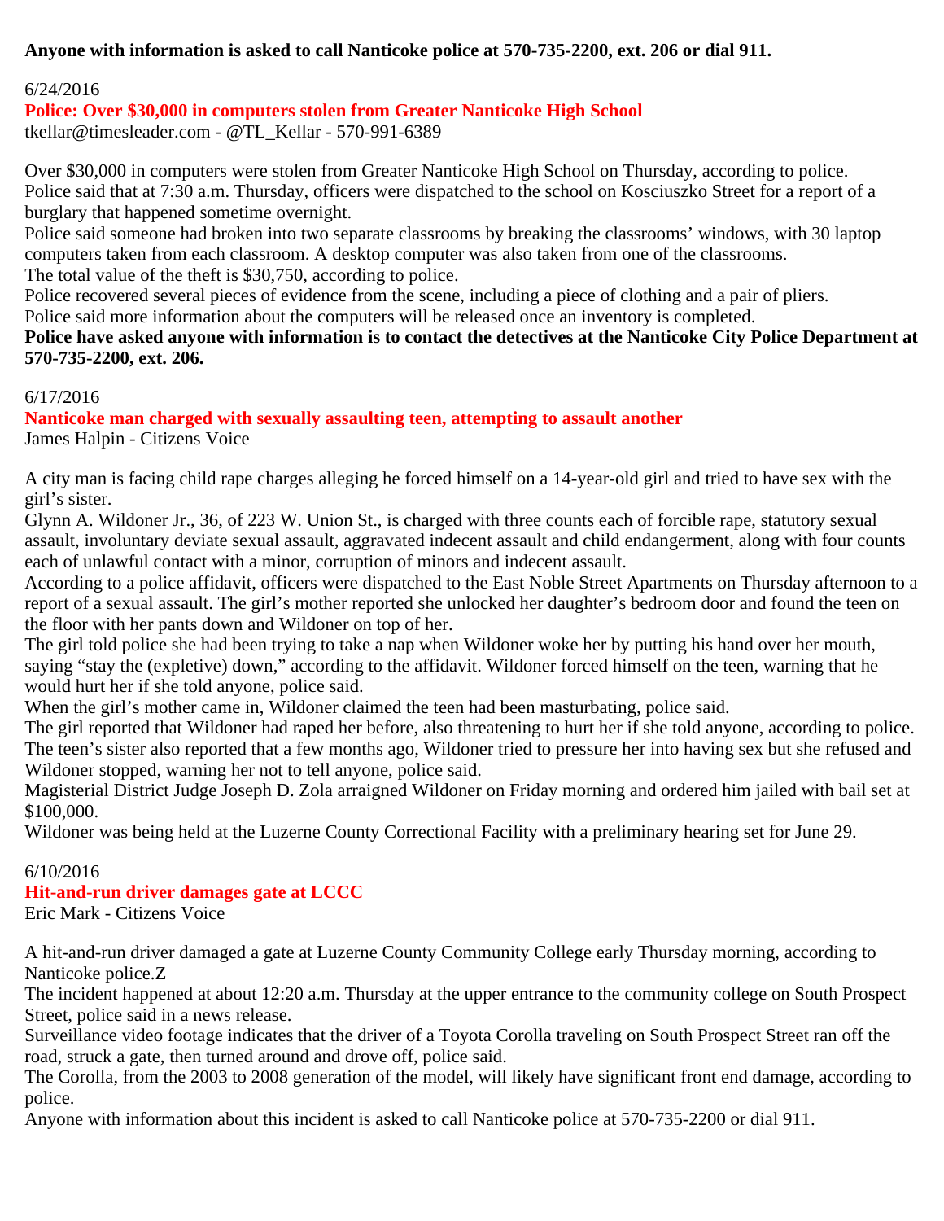**Anyone with information is asked to call Nanticoke police at 570-735-2200, ext. 206 or dial 911.**

6/24/2016

## Police: Over $30,000 in computers stolen from Greater Nanticoke High School

tkellar@timesleader.com - @TL_Kellar - 570-991-6389

Over $30,000 in computers were stolen from Greater Nanticoke High School on Thursday, according to police.
Police said that at 7:30 a.m. Thursday, officers were dispatched to the school on Kosciuszko Street for a report of a burglary that happened sometime overnight.
Police said someone had broken into two separate classrooms by breaking the classrooms' windows, with 30 laptop computers taken from each classroom. A desktop computer was also taken from one of the classrooms.
The total value of the theft is $30,750, according to police.
Police recovered several pieces of evidence from the scene, including a piece of clothing and a pair of pliers.
Police said more information about the computers will be released once an inventory is completed.
**Police have asked anyone with information is to contact the detectives at the Nanticoke City Police Department at 570-735-2200, ext. 206.**

6/17/2016

## Nanticoke man charged with sexually assaulting teen, attempting to assault another

James Halpin - Citizens Voice

A city man is facing child rape charges alleging he forced himself on a 14-year-old girl and tried to have sex with the girl's sister.
Glynn A. Wildoner Jr., 36, of 223 W. Union St., is charged with three counts each of forcible rape, statutory sexual assault, involuntary deviate sexual assault, aggravated indecent assault and child endangerment, along with four counts each of unlawful contact with a minor, corruption of minors and indecent assault.
According to a police affidavit, officers were dispatched to the East Noble Street Apartments on Thursday afternoon to a report of a sexual assault. The girl's mother reported she unlocked her daughter's bedroom door and found the teen on the floor with her pants down and Wildoner on top of her.
The girl told police she had been trying to take a nap when Wildoner woke her by putting his hand over her mouth, saying "stay the (expletive) down," according to the affidavit. Wildoner forced himself on the teen, warning that he would hurt her if she told anyone, police said.
When the girl's mother came in, Wildoner claimed the teen had been masturbating, police said.
The girl reported that Wildoner had raped her before, also threatening to hurt her if she told anyone, according to police.
The teen's sister also reported that a few months ago, Wildoner tried to pressure her into having sex but she refused and Wildoner stopped, warning her not to tell anyone, police said.
Magisterial District Judge Joseph D. Zola arraigned Wildoner on Friday morning and ordered him jailed with bail set at $100,000.
Wildoner was being held at the Luzerne County Correctional Facility with a preliminary hearing set for June 29.

6/10/2016

## Hit-and-run driver damages gate at LCCC

Eric Mark - Citizens Voice

A hit-and-run driver damaged a gate at Luzerne County Community College early Thursday morning, according to Nanticoke police.Z
The incident happened at about 12:20 a.m. Thursday at the upper entrance to the community college on South Prospect Street, police said in a news release.
Surveillance video footage indicates that the driver of a Toyota Corolla traveling on South Prospect Street ran off the road, struck a gate, then turned around and drove off, police said.
The Corolla, from the 2003 to 2008 generation of the model, will likely have significant front end damage, according to police.
Anyone with information about this incident is asked to call Nanticoke police at 570-735-2200 or dial 911.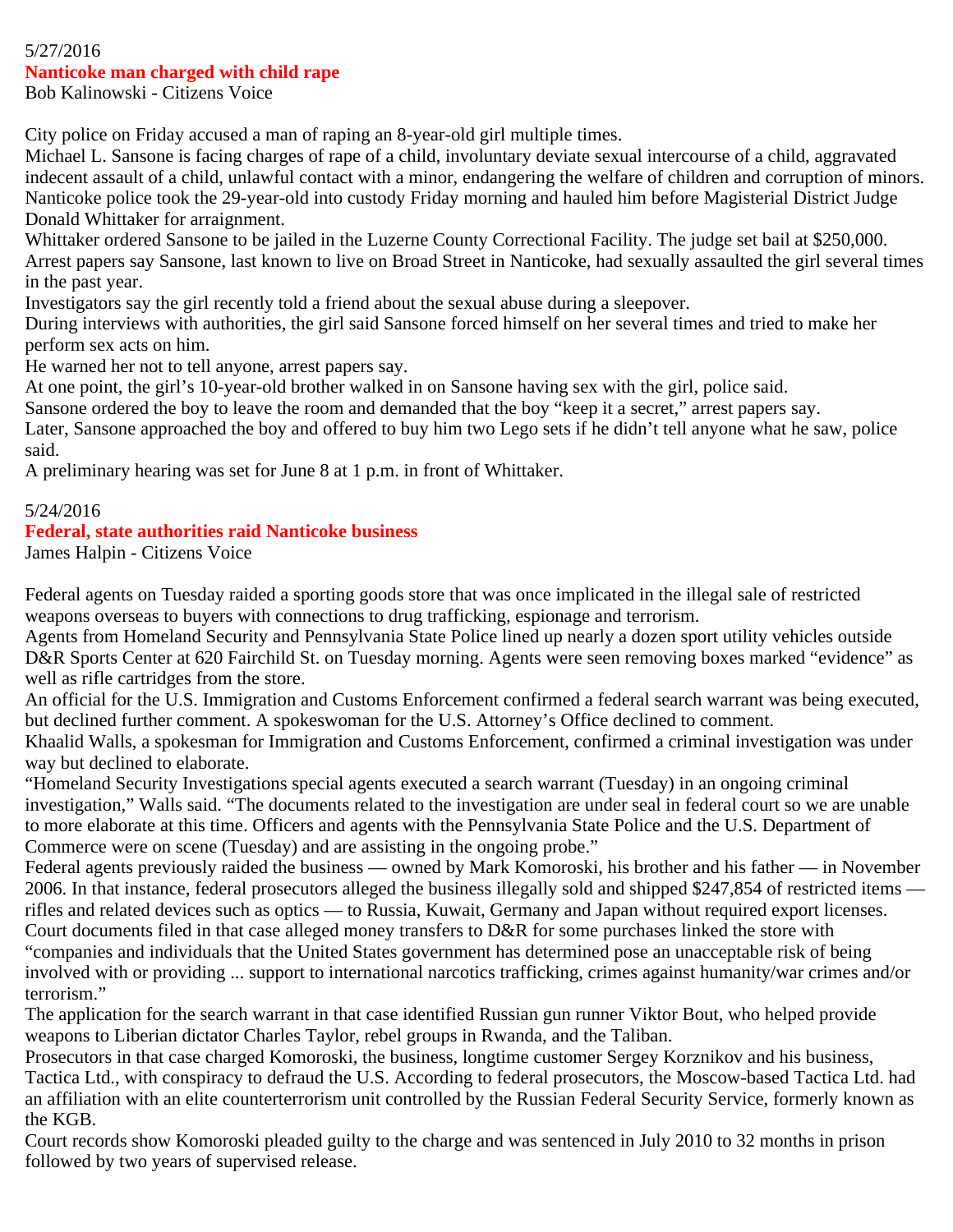5/27/2016

## Nanticoke man charged with child rape

Bob Kalinowski - Citizens Voice

City police on Friday accused a man of raping an 8-year-old girl multiple times.

Michael L. Sansone is facing charges of rape of a child, involuntary deviate sexual intercourse of a child, aggravated indecent assault of a child, unlawful contact with a minor, endangering the welfare of children and corruption of minors.

Nanticoke police took the 29-year-old into custody Friday morning and hauled him before Magisterial District Judge Donald Whittaker for arraignment.

Whittaker ordered Sansone to be jailed in the Luzerne County Correctional Facility. The judge set bail at $250,000.

Arrest papers say Sansone, last known to live on Broad Street in Nanticoke, had sexually assaulted the girl several times in the past year.

Investigators say the girl recently told a friend about the sexual abuse during a sleepover.

During interviews with authorities, the girl said Sansone forced himself on her several times and tried to make her perform sex acts on him.

He warned her not to tell anyone, arrest papers say.

At one point, the girl's 10-year-old brother walked in on Sansone having sex with the girl, police said.

Sansone ordered the boy to leave the room and demanded that the boy "keep it a secret," arrest papers say.

Later, Sansone approached the boy and offered to buy him two Lego sets if he didn't tell anyone what he saw, police said.

A preliminary hearing was set for June 8 at 1 p.m. in front of Whittaker.

5/24/2016

## Federal, state authorities raid Nanticoke business

James Halpin - Citizens Voice

Federal agents on Tuesday raided a sporting goods store that was once implicated in the illegal sale of restricted weapons overseas to buyers with connections to drug trafficking, espionage and terrorism.

Agents from Homeland Security and Pennsylvania State Police lined up nearly a dozen sport utility vehicles outside D&R Sports Center at 620 Fairchild St. on Tuesday morning. Agents were seen removing boxes marked "evidence" as well as rifle cartridges from the store.

An official for the U.S. Immigration and Customs Enforcement confirmed a federal search warrant was being executed, but declined further comment. A spokeswoman for the U.S. Attorney's Office declined to comment.

Khaalid Walls, a spokesman for Immigration and Customs Enforcement, confirmed a criminal investigation was under way but declined to elaborate.

"Homeland Security Investigations special agents executed a search warrant (Tuesday) in an ongoing criminal investigation," Walls said. "The documents related to the investigation are under seal in federal court so we are unable to more elaborate at this time. Officers and agents with the Pennsylvania State Police and the U.S. Department of Commerce were on scene (Tuesday) and are assisting in the ongoing probe."

Federal agents previously raided the business — owned by Mark Komoroski, his brother and his father — in November 2006. In that instance, federal prosecutors alleged the business illegally sold and shipped $247,854 of restricted items — rifles and related devices such as optics — to Russia, Kuwait, Germany and Japan without required export licenses.

Court documents filed in that case alleged money transfers to D&R for some purchases linked the store with "companies and individuals that the United States government has determined pose an unacceptable risk of being involved with or providing ... support to international narcotics trafficking, crimes against humanity/war crimes and/or terrorism."

The application for the search warrant in that case identified Russian gun runner Viktor Bout, who helped provide weapons to Liberian dictator Charles Taylor, rebel groups in Rwanda, and the Taliban.

Prosecutors in that case charged Komoroski, the business, longtime customer Sergey Korznikov and his business, Tactica Ltd., with conspiracy to defraud the U.S. According to federal prosecutors, the Moscow-based Tactica Ltd. had an affiliation with an elite counterterrorism unit controlled by the Russian Federal Security Service, formerly known as the KGB.

Court records show Komoroski pleaded guilty to the charge and was sentenced in July 2010 to 32 months in prison followed by two years of supervised release.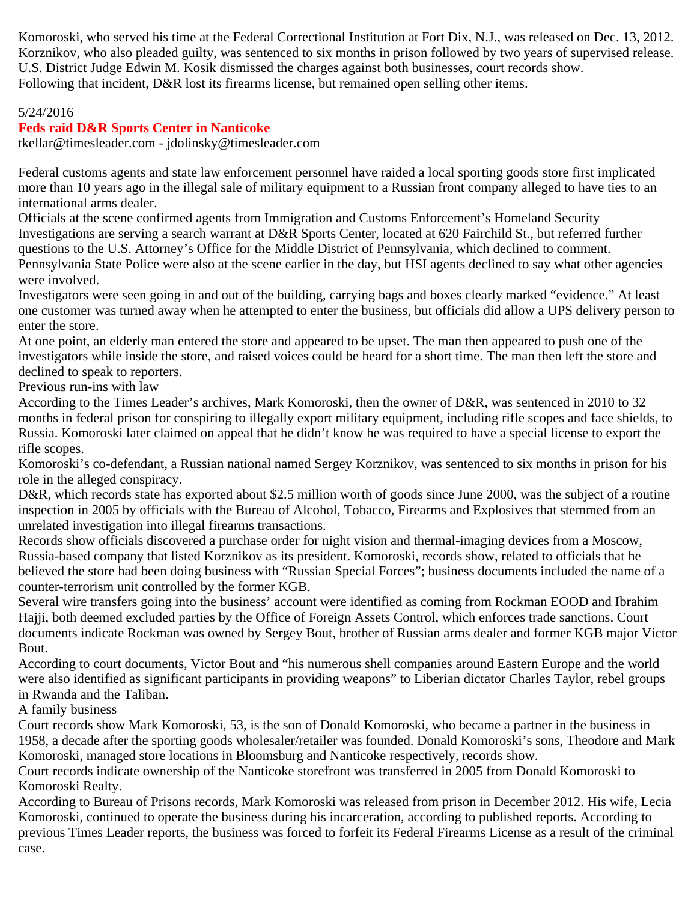Komoroski, who served his time at the Federal Correctional Institution at Fort Dix, N.J., was released on Dec. 13, 2012.
Korznikov, who also pleaded guilty, was sentenced to six months in prison followed by two years of supervised release.
U.S. District Judge Edwin M. Kosik dismissed the charges against both businesses, court records show.
Following that incident, D&R lost its firearms license, but remained open selling other items.

5/24/2016

**Feds raid D&R Sports Center in Nanticoke**

tkellar@timesleader.com - jdolinsky@timesleader.com

Federal customs agents and state law enforcement personnel have raided a local sporting goods store first implicated more than 10 years ago in the illegal sale of military equipment to a Russian front company alleged to have ties to an international arms dealer.
Officials at the scene confirmed agents from Immigration and Customs Enforcement's Homeland Security Investigations are serving a search warrant at D&R Sports Center, located at 620 Fairchild St., but referred further questions to the U.S. Attorney's Office for the Middle District of Pennsylvania, which declined to comment.
Pennsylvania State Police were also at the scene earlier in the day, but HSI agents declined to say what other agencies were involved.
Investigators were seen going in and out of the building, carrying bags and boxes clearly marked "evidence." At least one customer was turned away when he attempted to enter the business, but officials did allow a UPS delivery person to enter the store.
At one point, an elderly man entered the store and appeared to be upset. The man then appeared to push one of the investigators while inside the store, and raised voices could be heard for a short time. The man then left the store and declined to speak to reporters.

Previous run-ins with law

According to the Times Leader's archives, Mark Komoroski, then the owner of D&R, was sentenced in 2010 to 32 months in federal prison for conspiring to illegally export military equipment, including rifle scopes and face shields, to Russia. Komoroski later claimed on appeal that he didn't know he was required to have a special license to export the rifle scopes.
Komoroski's co-defendant, a Russian national named Sergey Korznikov, was sentenced to six months in prison for his role in the alleged conspiracy.
D&R, which records state has exported about $2.5 million worth of goods since June 2000, was the subject of a routine inspection in 2005 by officials with the Bureau of Alcohol, Tobacco, Firearms and Explosives that stemmed from an unrelated investigation into illegal firearms transactions.
Records show officials discovered a purchase order for night vision and thermal-imaging devices from a Moscow, Russia-based company that listed Korznikov as its president. Komoroski, records show, related to officials that he believed the store had been doing business with "Russian Special Forces"; business documents included the name of a counter-terrorism unit controlled by the former KGB.
Several wire transfers going into the business' account were identified as coming from Rockman EOOD and Ibrahim Hajji, both deemed excluded parties by the Office of Foreign Assets Control, which enforces trade sanctions. Court documents indicate Rockman was owned by Sergey Bout, brother of Russian arms dealer and former KGB major Victor Bout.
According to court documents, Victor Bout and "his numerous shell companies around Eastern Europe and the world were also identified as significant participants in providing weapons" to Liberian dictator Charles Taylor, rebel groups in Rwanda and the Taliban.

A family business

Court records show Mark Komoroski, 53, is the son of Donald Komoroski, who became a partner in the business in 1958, a decade after the sporting goods wholesaler/retailer was founded. Donald Komoroski's sons, Theodore and Mark Komoroski, managed store locations in Bloomsburg and Nanticoke respectively, records show.
Court records indicate ownership of the Nanticoke storefront was transferred in 2005 from Donald Komoroski to Komoroski Realty.
According to Bureau of Prisons records, Mark Komoroski was released from prison in December 2012. His wife, Lecia Komoroski, continued to operate the business during his incarceration, according to published reports. According to previous Times Leader reports, the business was forced to forfeit its Federal Firearms License as a result of the criminal case.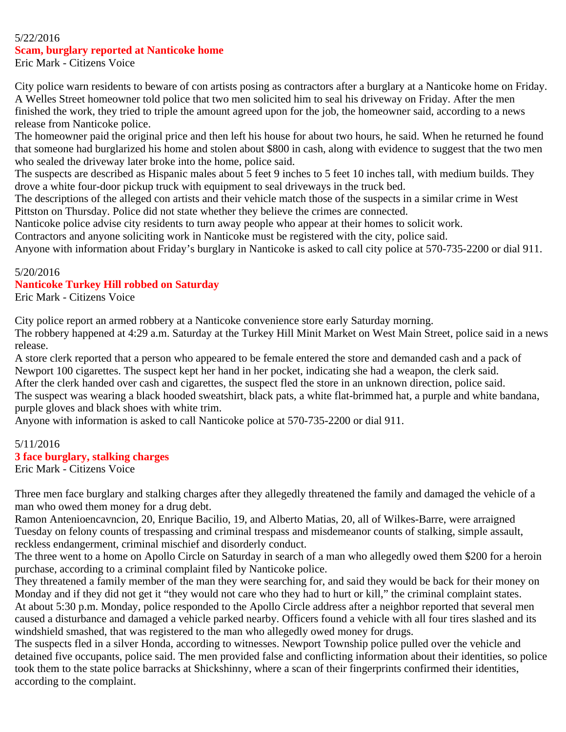5/22/2016

## Scam, burglary reported at Nanticoke home

Eric Mark - Citizens Voice

City police warn residents to beware of con artists posing as contractors after a burglary at a Nanticoke home on Friday.

A Welles Street homeowner told police that two men solicited him to seal his driveway on Friday. After the men finished the work, they tried to triple the amount agreed upon for the job, the homeowner said, according to a news release from Nanticoke police.

The homeowner paid the original price and then left his house for about two hours, he said. When he returned he found that someone had burglarized his home and stolen about $800 in cash, along with evidence to suggest that the two men who sealed the driveway later broke into the home, police said.

The suspects are described as Hispanic males about 5 feet 9 inches to 5 feet 10 inches tall, with medium builds. They drove a white four-door pickup truck with equipment to seal driveways in the truck bed.

The descriptions of the alleged con artists and their vehicle match those of the suspects in a similar crime in West Pittston on Thursday. Police did not state whether they believe the crimes are connected.

Nanticoke police advise city residents to turn away people who appear at their homes to solicit work.

Contractors and anyone soliciting work in Nanticoke must be registered with the city, police said.

Anyone with information about Friday's burglary in Nanticoke is asked to call city police at 570-735-2200 or dial 911.

5/20/2016

## Nanticoke Turkey Hill robbed on Saturday

Eric Mark - Citizens Voice

City police report an armed robbery at a Nanticoke convenience store early Saturday morning.

The robbery happened at 4:29 a.m. Saturday at the Turkey Hill Minit Market on West Main Street, police said in a news release.

A store clerk reported that a person who appeared to be female entered the store and demanded cash and a pack of Newport 100 cigarettes. The suspect kept her hand in her pocket, indicating she had a weapon, the clerk said.

After the clerk handed over cash and cigarettes, the suspect fled the store in an unknown direction, police said.

The suspect was wearing a black hooded sweatshirt, black pats, a white flat-brimmed hat, a purple and white bandana, purple gloves and black shoes with white trim.

Anyone with information is asked to call Nanticoke police at 570-735-2200 or dial 911.

5/11/2016

## 3 face burglary, stalking charges

Eric Mark - Citizens Voice

Three men face burglary and stalking charges after they allegedly threatened the family and damaged the vehicle of a man who owed them money for a drug debt.

Ramon Antenioencavncion, 20, Enrique Bacilio, 19, and Alberto Matias, 20, all of Wilkes-Barre, were arraigned Tuesday on felony counts of trespassing and criminal trespass and misdemeanor counts of stalking, simple assault, reckless endangerment, criminal mischief and disorderly conduct.

The three went to a home on Apollo Circle on Saturday in search of a man who allegedly owed them $200 for a heroin purchase, according to a criminal complaint filed by Nanticoke police.

They threatened a family member of the man they were searching for, and said they would be back for their money on Monday and if they did not get it "they would not care who they had to hurt or kill," the criminal complaint states.

At about 5:30 p.m. Monday, police responded to the Apollo Circle address after a neighbor reported that several men caused a disturbance and damaged a vehicle parked nearby. Officers found a vehicle with all four tires slashed and its windshield smashed, that was registered to the man who allegedly owed money for drugs.

The suspects fled in a silver Honda, according to witnesses. Newport Township police pulled over the vehicle and detained five occupants, police said. The men provided false and conflicting information about their identities, so police took them to the state police barracks at Shickshinny, where a scan of their fingerprints confirmed their identities, according to the complaint.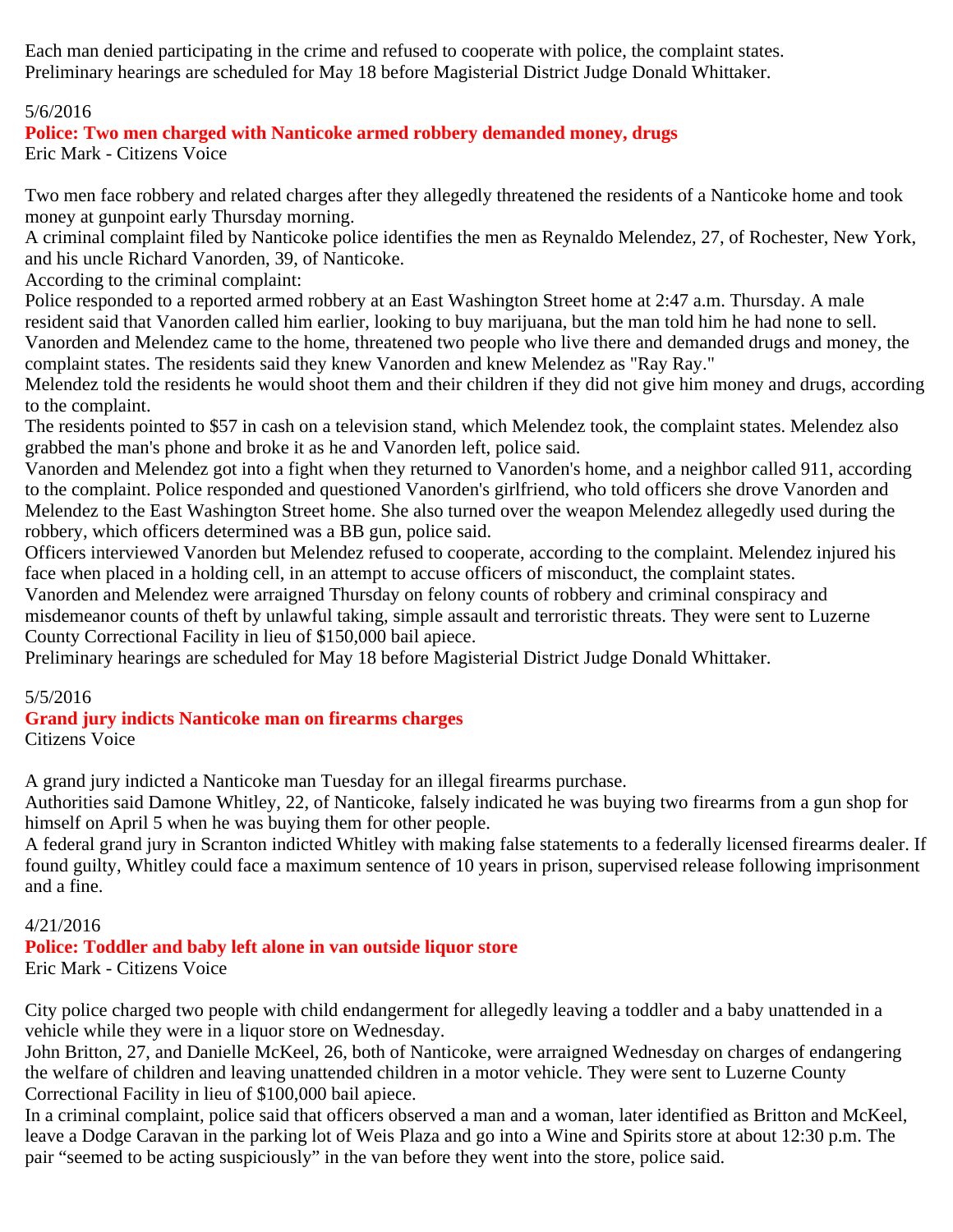Each man denied participating in the crime and refused to cooperate with police, the complaint states.
Preliminary hearings are scheduled for May 18 before Magisterial District Judge Donald Whittaker.

5/6/2016

**Police: Two men charged with Nanticoke armed robbery demanded money, drugs**

Eric Mark - Citizens Voice

Two men face robbery and related charges after they allegedly threatened the residents of a Nanticoke home and took money at gunpoint early Thursday morning.
A criminal complaint filed by Nanticoke police identifies the men as Reynaldo Melendez, 27, of Rochester, New York, and his uncle Richard Vanorden, 39, of Nanticoke.
According to the criminal complaint:
Police responded to a reported armed robbery at an East Washington Street home at 2:47 a.m. Thursday. A male resident said that Vanorden called him earlier, looking to buy marijuana, but the man told him he had none to sell.
Vanorden and Melendez came to the home, threatened two people who live there and demanded drugs and money, the complaint states. The residents said they knew Vanorden and knew Melendez as "Ray Ray."
Melendez told the residents he would shoot them and their children if they did not give him money and drugs, according to the complaint.
The residents pointed to $57 in cash on a television stand, which Melendez took, the complaint states. Melendez also grabbed the man's phone and broke it as he and Vanorden left, police said.
Vanorden and Melendez got into a fight when they returned to Vanorden's home, and a neighbor called 911, according to the complaint. Police responded and questioned Vanorden's girlfriend, who told officers she drove Vanorden and Melendez to the East Washington Street home. She also turned over the weapon Melendez allegedly used during the robbery, which officers determined was a BB gun, police said.
Officers interviewed Vanorden but Melendez refused to cooperate, according to the complaint. Melendez injured his face when placed in a holding cell, in an attempt to accuse officers of misconduct, the complaint states.
Vanorden and Melendez were arraigned Thursday on felony counts of robbery and criminal conspiracy and misdemeanor counts of theft by unlawful taking, simple assault and terroristic threats. They were sent to Luzerne County Correctional Facility in lieu of $150,000 bail apiece.
Preliminary hearings are scheduled for May 18 before Magisterial District Judge Donald Whittaker.

5/5/2016

**Grand jury indicts Nanticoke man on firearms charges**

Citizens Voice

A grand jury indicted a Nanticoke man Tuesday for an illegal firearms purchase.
Authorities said Damone Whitley, 22, of Nanticoke, falsely indicated he was buying two firearms from a gun shop for himself on April 5 when he was buying them for other people.
A federal grand jury in Scranton indicted Whitley with making false statements to a federally licensed firearms dealer. If found guilty, Whitley could face a maximum sentence of 10 years in prison, supervised release following imprisonment and a fine.

4/21/2016

**Police: Toddler and baby left alone in van outside liquor store**

Eric Mark - Citizens Voice

City police charged two people with child endangerment for allegedly leaving a toddler and a baby unattended in a vehicle while they were in a liquor store on Wednesday.
John Britton, 27, and Danielle McKeel, 26, both of Nanticoke, were arraigned Wednesday on charges of endangering the welfare of children and leaving unattended children in a motor vehicle. They were sent to Luzerne County Correctional Facility in lieu of $100,000 bail apiece.
In a criminal complaint, police said that officers observed a man and a woman, later identified as Britton and McKeel, leave a Dodge Caravan in the parking lot of Weis Plaza and go into a Wine and Spirits store at about 12:30 p.m. The pair "seemed to be acting suspiciously" in the van before they went into the store, police said.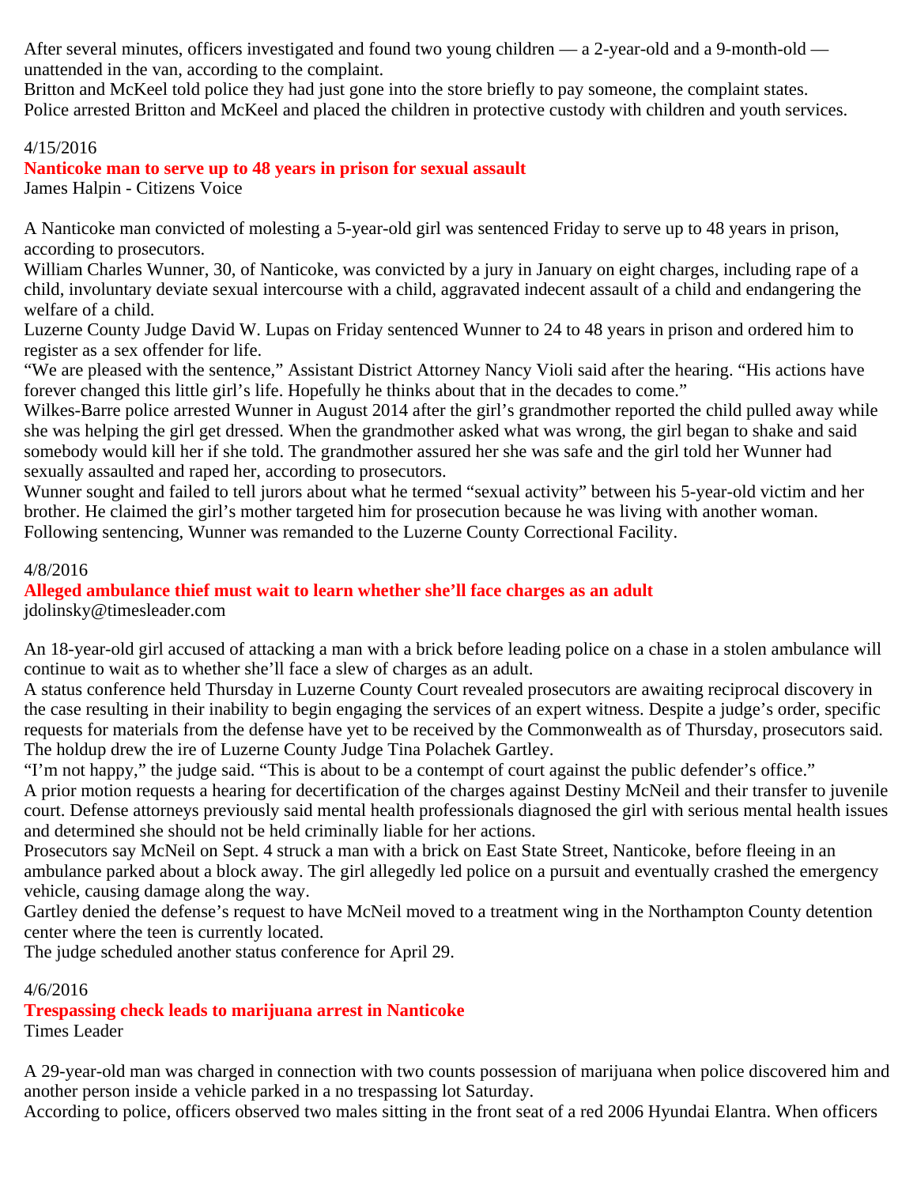After several minutes, officers investigated and found two young children — a 2-year-old and a 9-month-old — unattended in the van, according to the complaint.
Britton and McKeel told police they had just gone into the store briefly to pay someone, the complaint states.
Police arrested Britton and McKeel and placed the children in protective custody with children and youth services.

4/15/2016

## Nanticoke man to serve up to 48 years in prison for sexual assault

James Halpin - Citizens Voice

A Nanticoke man convicted of molesting a 5-year-old girl was sentenced Friday to serve up to 48 years in prison, according to prosecutors.
William Charles Wunner, 30, of Nanticoke, was convicted by a jury in January on eight charges, including rape of a child, involuntary deviate sexual intercourse with a child, aggravated indecent assault of a child and endangering the welfare of a child.
Luzerne County Judge David W. Lupas on Friday sentenced Wunner to 24 to 48 years in prison and ordered him to register as a sex offender for life.
“We are pleased with the sentence,” Assistant District Attorney Nancy Violi said after the hearing. “His actions have forever changed this little girl’s life. Hopefully he thinks about that in the decades to come.”
Wilkes-Barre police arrested Wunner in August 2014 after the girl’s grandmother reported the child pulled away while she was helping the girl get dressed. When the grandmother asked what was wrong, the girl began to shake and said somebody would kill her if she told. The grandmother assured her she was safe and the girl told her Wunner had sexually assaulted and raped her, according to prosecutors.
Wunner sought and failed to tell jurors about what he termed “sexual activity” between his 5-year-old victim and her brother. He claimed the girl’s mother targeted him for prosecution because he was living with another woman.
Following sentencing, Wunner was remanded to the Luzerne County Correctional Facility.

4/8/2016

## Alleged ambulance thief must wait to learn whether she’ll face charges as an adult

jdolinsky@timesleader.com

An 18-year-old girl accused of attacking a man with a brick before leading police on a chase in a stolen ambulance will continue to wait as to whether she’ll face a slew of charges as an adult.
A status conference held Thursday in Luzerne County Court revealed prosecutors are awaiting reciprocal discovery in the case resulting in their inability to begin engaging the services of an expert witness. Despite a judge’s order, specific requests for materials from the defense have yet to be received by the Commonwealth as of Thursday, prosecutors said.
The holdup drew the ire of Luzerne County Judge Tina Polachek Gartley.
“I’m not happy,” the judge said. “This is about to be a contempt of court against the public defender’s office.”
A prior motion requests a hearing for decertification of the charges against Destiny McNeil and their transfer to juvenile court. Defense attorneys previously said mental health professionals diagnosed the girl with serious mental health issues and determined she should not be held criminally liable for her actions.
Prosecutors say McNeil on Sept. 4 struck a man with a brick on East State Street, Nanticoke, before fleeing in an ambulance parked about a block away. The girl allegedly led police on a pursuit and eventually crashed the emergency vehicle, causing damage along the way.
Gartley denied the defense’s request to have McNeil moved to a treatment wing in the Northampton County detention center where the teen is currently located.
The judge scheduled another status conference for April 29.

4/6/2016

## Trespassing check leads to marijuana arrest in Nanticoke

Times Leader

A 29-year-old man was charged in connection with two counts possession of marijuana when police discovered him and another person inside a vehicle parked in a no trespassing lot Saturday.
According to police, officers observed two males sitting in the front seat of a red 2006 Hyundai Elantra. When officers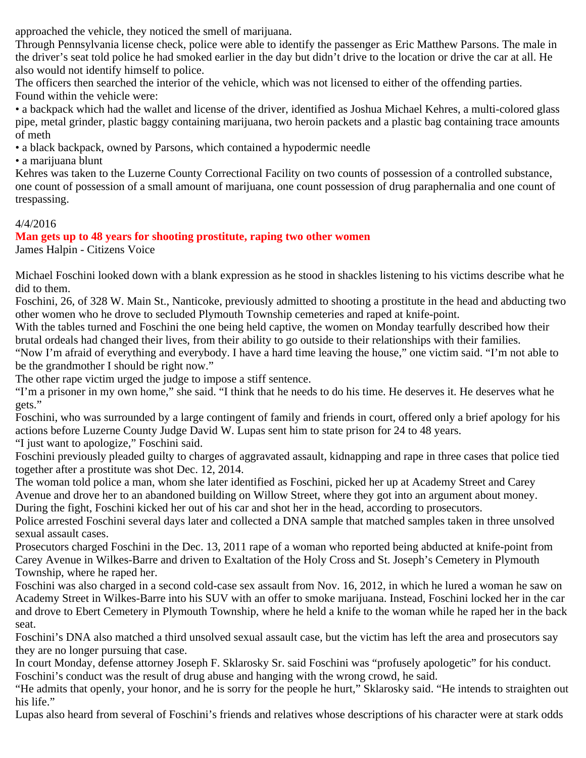approached the vehicle, they noticed the smell of marijuana.

Through Pennsylvania license check, police were able to identify the passenger as Eric Matthew Parsons. The male in the driver's seat told police he had smoked earlier in the day but didn't drive to the location or drive the car at all. He also would not identify himself to police.

The officers then searched the interior of the vehicle, which was not licensed to either of the offending parties.

Found within the vehicle were:

• a backpack which had the wallet and license of the driver, identified as Joshua Michael Kehres, a multi-colored glass pipe, metal grinder, plastic baggy containing marijuana, two heroin packets and a plastic bag containing trace amounts of meth

• a black backpack, owned by Parsons, which contained a hypodermic needle

• a marijuana blunt

Kehres was taken to the Luzerne County Correctional Facility on two counts of possession of a controlled substance, one count of possession of a small amount of marijuana, one count possession of drug paraphernalia and one count of trespassing.

4/4/2016

**Man gets up to 48 years for shooting prostitute, raping two other women**

James Halpin - Citizens Voice

Michael Foschini looked down with a blank expression as he stood in shackles listening to his victims describe what he did to them.

Foschini, 26, of 328 W. Main St., Nanticoke, previously admitted to shooting a prostitute in the head and abducting two other women who he drove to secluded Plymouth Township cemeteries and raped at knife-point.

With the tables turned and Foschini the one being held captive, the women on Monday tearfully described how their brutal ordeals had changed their lives, from their ability to go outside to their relationships with their families.

"Now I'm afraid of everything and everybody. I have a hard time leaving the house," one victim said. "I'm not able to be the grandmother I should be right now."

The other rape victim urged the judge to impose a stiff sentence.

"I'm a prisoner in my own home," she said. "I think that he needs to do his time. He deserves it. He deserves what he gets."

Foschini, who was surrounded by a large contingent of family and friends in court, offered only a brief apology for his actions before Luzerne County Judge David W. Lupas sent him to state prison for 24 to 48 years.

"I just want to apologize," Foschini said.

Foschini previously pleaded guilty to charges of aggravated assault, kidnapping and rape in three cases that police tied together after a prostitute was shot Dec. 12, 2014.

The woman told police a man, whom she later identified as Foschini, picked her up at Academy Street and Carey Avenue and drove her to an abandoned building on Willow Street, where they got into an argument about money.

During the fight, Foschini kicked her out of his car and shot her in the head, according to prosecutors.

Police arrested Foschini several days later and collected a DNA sample that matched samples taken in three unsolved sexual assault cases.

Prosecutors charged Foschini in the Dec. 13, 2011 rape of a woman who reported being abducted at knife-point from Carey Avenue in Wilkes-Barre and driven to Exaltation of the Holy Cross and St. Joseph's Cemetery in Plymouth Township, where he raped her.

Foschini was also charged in a second cold-case sex assault from Nov. 16, 2012, in which he lured a woman he saw on Academy Street in Wilkes-Barre into his SUV with an offer to smoke marijuana. Instead, Foschini locked her in the car and drove to Ebert Cemetery in Plymouth Township, where he held a knife to the woman while he raped her in the back seat.

Foschini's DNA also matched a third unsolved sexual assault case, but the victim has left the area and prosecutors say they are no longer pursuing that case.

In court Monday, defense attorney Joseph F. Sklarosky Sr. said Foschini was "profusely apologetic" for his conduct. Foschini's conduct was the result of drug abuse and hanging with the wrong crowd, he said.

"He admits that openly, your honor, and he is sorry for the people he hurt," Sklarosky said. "He intends to straighten out his life."

Lupas also heard from several of Foschini's friends and relatives whose descriptions of his character were at stark odds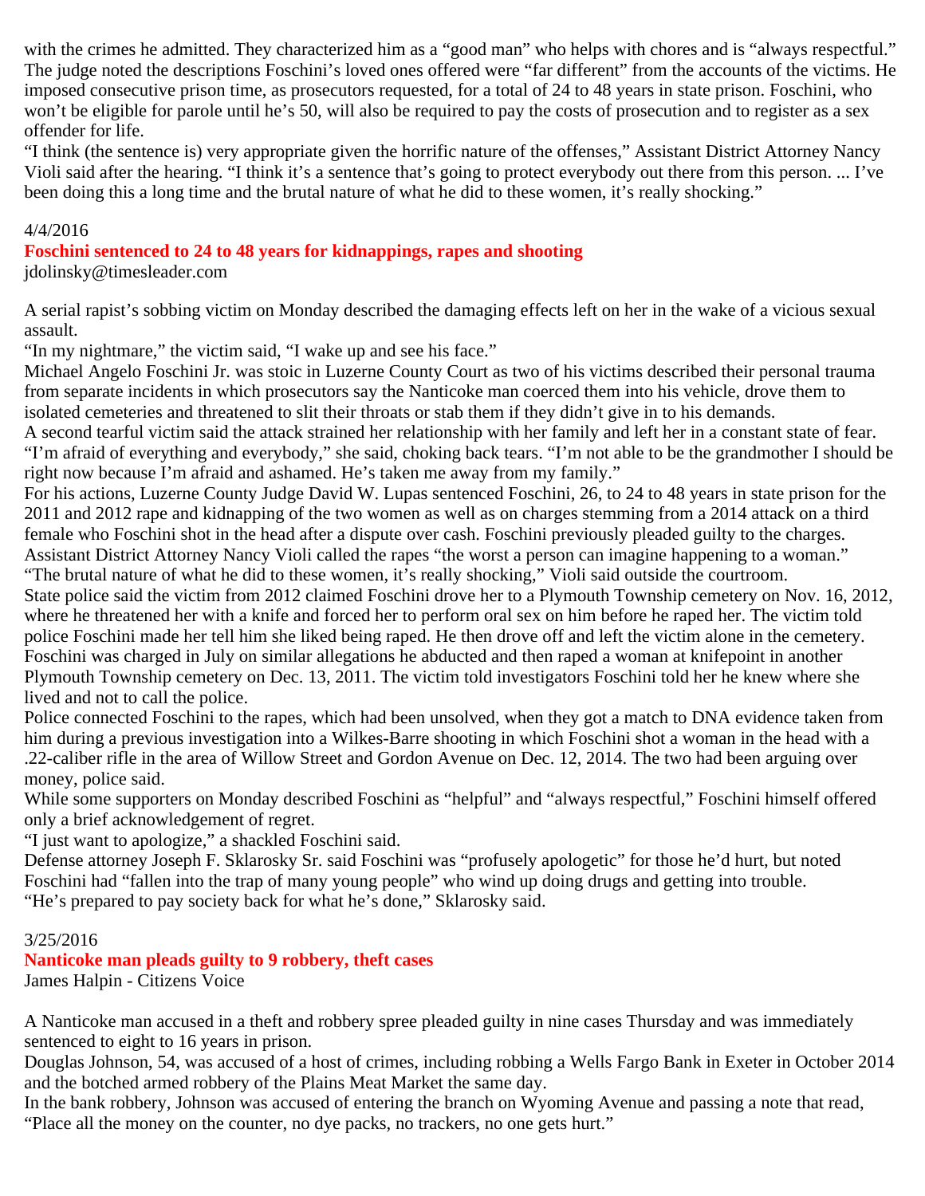with the crimes he admitted. They characterized him as a "good man" who helps with chores and is "always respectful." The judge noted the descriptions Foschini's loved ones offered were "far different" from the accounts of the victims. He imposed consecutive prison time, as prosecutors requested, for a total of 24 to 48 years in state prison. Foschini, who won't be eligible for parole until he's 50, will also be required to pay the costs of prosecution and to register as a sex offender for life.

"I think (the sentence is) very appropriate given the horrific nature of the offenses," Assistant District Attorney Nancy Violi said after the hearing. "I think it's a sentence that's going to protect everybody out there from this person. ... I've been doing this a long time and the brutal nature of what he did to these women, it's really shocking."

4/4/2016

**Foschini sentenced to 24 to 48 years for kidnappings, rapes and shooting**

jdolinsky@timesleader.com

A serial rapist's sobbing victim on Monday described the damaging effects left on her in the wake of a vicious sexual assault.

"In my nightmare," the victim said, "I wake up and see his face."

Michael Angelo Foschini Jr. was stoic in Luzerne County Court as two of his victims described their personal trauma from separate incidents in which prosecutors say the Nanticoke man coerced them into his vehicle, drove them to isolated cemeteries and threatened to slit their throats or stab them if they didn't give in to his demands.

A second tearful victim said the attack strained her relationship with her family and left her in a constant state of fear.

"I'm afraid of everything and everybody," she said, choking back tears. "I'm not able to be the grandmother I should be right now because I'm afraid and ashamed. He's taken me away from my family."

For his actions, Luzerne County Judge David W. Lupas sentenced Foschini, 26, to 24 to 48 years in state prison for the 2011 and 2012 rape and kidnapping of the two women as well as on charges stemming from a 2014 attack on a third female who Foschini shot in the head after a dispute over cash. Foschini previously pleaded guilty to the charges.

Assistant District Attorney Nancy Violi called the rapes "the worst a person can imagine happening to a woman."

"The brutal nature of what he did to these women, it's really shocking," Violi said outside the courtroom.

State police said the victim from 2012 claimed Foschini drove her to a Plymouth Township cemetery on Nov. 16, 2012, where he threatened her with a knife and forced her to perform oral sex on him before he raped her. The victim told police Foschini made her tell him she liked being raped. He then drove off and left the victim alone in the cemetery.

Foschini was charged in July on similar allegations he abducted and then raped a woman at knifepoint in another Plymouth Township cemetery on Dec. 13, 2011. The victim told investigators Foschini told her he knew where she lived and not to call the police.

Police connected Foschini to the rapes, which had been unsolved, when they got a match to DNA evidence taken from him during a previous investigation into a Wilkes-Barre shooting in which Foschini shot a woman in the head with a .22-caliber rifle in the area of Willow Street and Gordon Avenue on Dec. 12, 2014. The two had been arguing over money, police said.

While some supporters on Monday described Foschini as "helpful" and "always respectful," Foschini himself offered only a brief acknowledgement of regret.

"I just want to apologize," a shackled Foschini said.

Defense attorney Joseph F. Sklarosky Sr. said Foschini was "profusely apologetic" for those he'd hurt, but noted Foschini had "fallen into the trap of many young people" who wind up doing drugs and getting into trouble.

"He's prepared to pay society back for what he's done," Sklarosky said.

3/25/2016

**Nanticoke man pleads guilty to 9 robbery, theft cases**

James Halpin - Citizens Voice

A Nanticoke man accused in a theft and robbery spree pleaded guilty in nine cases Thursday and was immediately sentenced to eight to 16 years in prison.

Douglas Johnson, 54, was accused of a host of crimes, including robbing a Wells Fargo Bank in Exeter in October 2014 and the botched armed robbery of the Plains Meat Market the same day.

In the bank robbery, Johnson was accused of entering the branch on Wyoming Avenue and passing a note that read, "Place all the money on the counter, no dye packs, no trackers, no one gets hurt."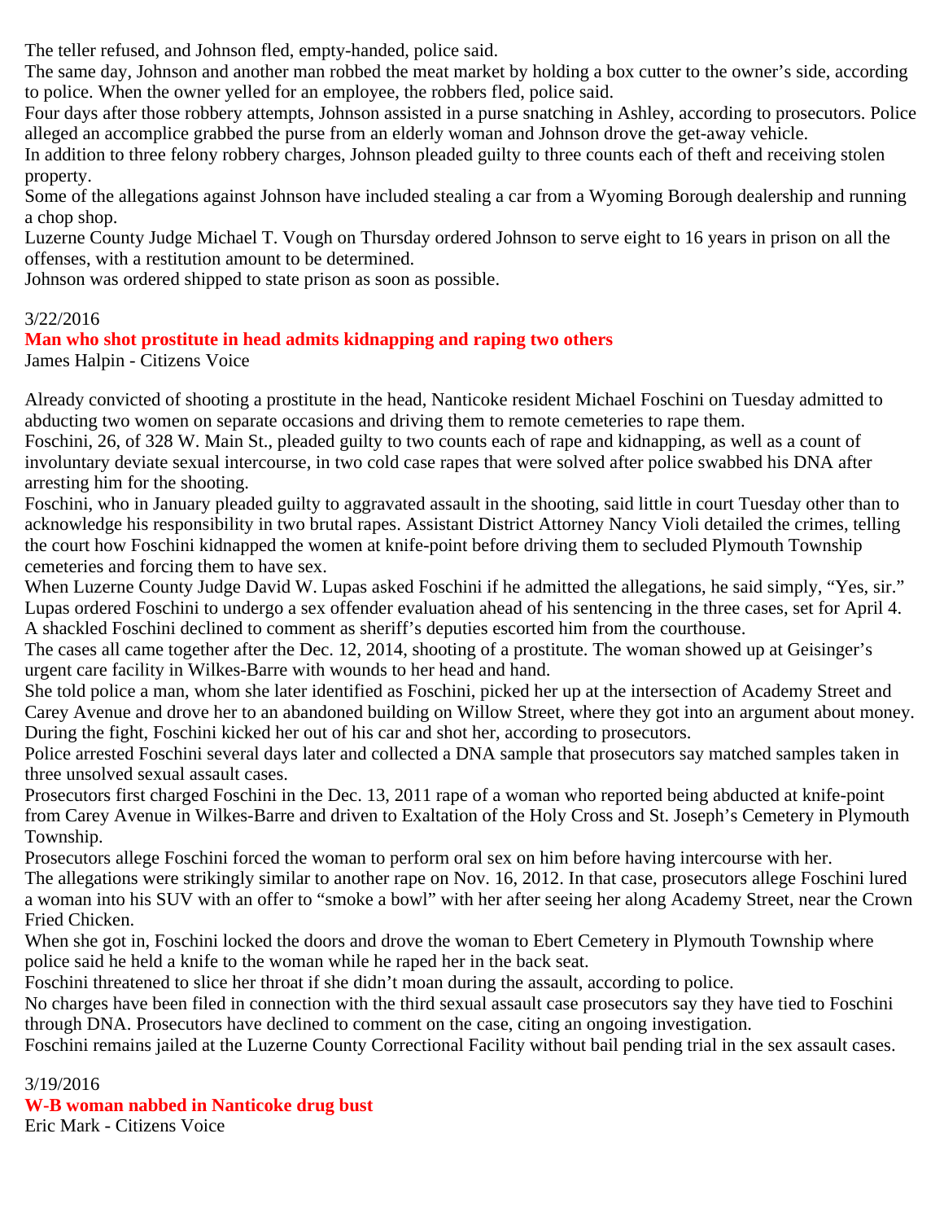The teller refused, and Johnson fled, empty-handed, police said.

The same day, Johnson and another man robbed the meat market by holding a box cutter to the owner's side, according to police. When the owner yelled for an employee, the robbers fled, police said.

Four days after those robbery attempts, Johnson assisted in a purse snatching in Ashley, according to prosecutors. Police alleged an accomplice grabbed the purse from an elderly woman and Johnson drove the get-away vehicle.

In addition to three felony robbery charges, Johnson pleaded guilty to three counts each of theft and receiving stolen property.

Some of the allegations against Johnson have included stealing a car from a Wyoming Borough dealership and running a chop shop.

Luzerne County Judge Michael T. Vough on Thursday ordered Johnson to serve eight to 16 years in prison on all the offenses, with a restitution amount to be determined.

Johnson was ordered shipped to state prison as soon as possible.

3/22/2016

**Man who shot prostitute in head admits kidnapping and raping two others**

James Halpin - Citizens Voice

Already convicted of shooting a prostitute in the head, Nanticoke resident Michael Foschini on Tuesday admitted to abducting two women on separate occasions and driving them to remote cemeteries to rape them.

Foschini, 26, of 328 W. Main St., pleaded guilty to two counts each of rape and kidnapping, as well as a count of involuntary deviate sexual intercourse, in two cold case rapes that were solved after police swabbed his DNA after arresting him for the shooting.

Foschini, who in January pleaded guilty to aggravated assault in the shooting, said little in court Tuesday other than to acknowledge his responsibility in two brutal rapes. Assistant District Attorney Nancy Violi detailed the crimes, telling the court how Foschini kidnapped the women at knife-point before driving them to secluded Plymouth Township cemeteries and forcing them to have sex.

When Luzerne County Judge David W. Lupas asked Foschini if he admitted the allegations, he said simply, "Yes, sir."

Lupas ordered Foschini to undergo a sex offender evaluation ahead of his sentencing in the three cases, set for April 4.

A shackled Foschini declined to comment as sheriff's deputies escorted him from the courthouse.

The cases all came together after the Dec. 12, 2014, shooting of a prostitute. The woman showed up at Geisinger's urgent care facility in Wilkes-Barre with wounds to her head and hand.

She told police a man, whom she later identified as Foschini, picked her up at the intersection of Academy Street and Carey Avenue and drove her to an abandoned building on Willow Street, where they got into an argument about money. During the fight, Foschini kicked her out of his car and shot her, according to prosecutors.

Police arrested Foschini several days later and collected a DNA sample that prosecutors say matched samples taken in three unsolved sexual assault cases.

Prosecutors first charged Foschini in the Dec. 13, 2011 rape of a woman who reported being abducted at knife-point from Carey Avenue in Wilkes-Barre and driven to Exaltation of the Holy Cross and St. Joseph's Cemetery in Plymouth Township.

Prosecutors allege Foschini forced the woman to perform oral sex on him before having intercourse with her.

The allegations were strikingly similar to another rape on Nov. 16, 2012. In that case, prosecutors allege Foschini lured a woman into his SUV with an offer to "smoke a bowl" with her after seeing her along Academy Street, near the Crown Fried Chicken.

When she got in, Foschini locked the doors and drove the woman to Ebert Cemetery in Plymouth Township where police said he held a knife to the woman while he raped her in the back seat.

Foschini threatened to slice her throat if she didn't moan during the assault, according to police.

No charges have been filed in connection with the third sexual assault case prosecutors say they have tied to Foschini through DNA. Prosecutors have declined to comment on the case, citing an ongoing investigation.

Foschini remains jailed at the Luzerne County Correctional Facility without bail pending trial in the sex assault cases.

3/19/2016

**W-B woman nabbed in Nanticoke drug bust**

Eric Mark - Citizens Voice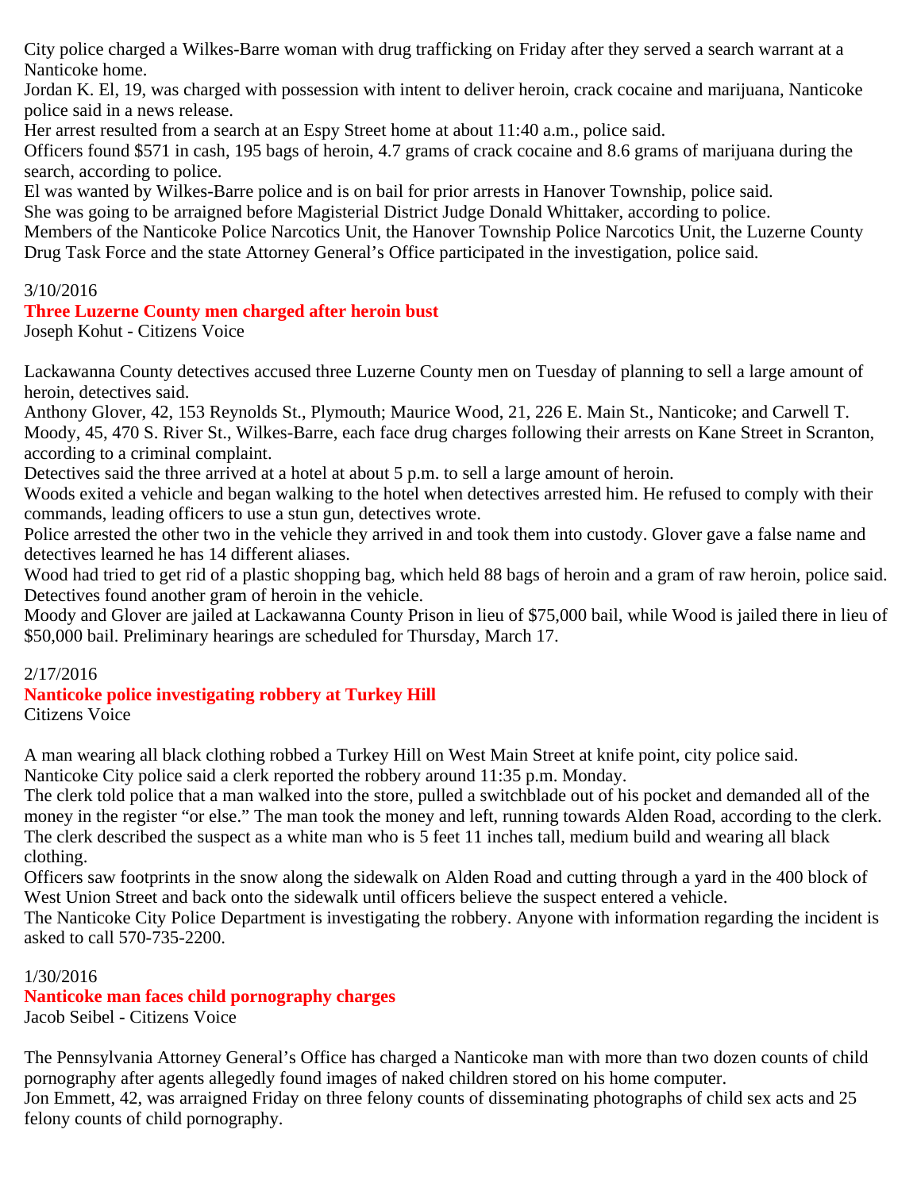City police charged a Wilkes-Barre woman with drug trafficking on Friday after they served a search warrant at a Nanticoke home.

Jordan K. El, 19, was charged with possession with intent to deliver heroin, crack cocaine and marijuana, Nanticoke police said in a news release.

Her arrest resulted from a search at an Espy Street home at about 11:40 a.m., police said.

Officers found $571 in cash, 195 bags of heroin, 4.7 grams of crack cocaine and 8.6 grams of marijuana during the search, according to police.

El was wanted by Wilkes-Barre police and is on bail for prior arrests in Hanover Township, police said.

She was going to be arraigned before Magisterial District Judge Donald Whittaker, according to police.

Members of the Nanticoke Police Narcotics Unit, the Hanover Township Police Narcotics Unit, the Luzerne County Drug Task Force and the state Attorney General's Office participated in the investigation, police said.

3/10/2016

## Three Luzerne County men charged after heroin bust

Joseph Kohut - Citizens Voice

Lackawanna County detectives accused three Luzerne County men on Tuesday of planning to sell a large amount of heroin, detectives said.

Anthony Glover, 42, 153 Reynolds St., Plymouth; Maurice Wood, 21, 226 E. Main St., Nanticoke; and Carwell T. Moody, 45, 470 S. River St., Wilkes-Barre, each face drug charges following their arrests on Kane Street in Scranton, according to a criminal complaint.

Detectives said the three arrived at a hotel at about 5 p.m. to sell a large amount of heroin.

Woods exited a vehicle and began walking to the hotel when detectives arrested him. He refused to comply with their commands, leading officers to use a stun gun, detectives wrote.

Police arrested the other two in the vehicle they arrived in and took them into custody. Glover gave a false name and detectives learned he has 14 different aliases.

Wood had tried to get rid of a plastic shopping bag, which held 88 bags of heroin and a gram of raw heroin, police said. Detectives found another gram of heroin in the vehicle.

Moody and Glover are jailed at Lackawanna County Prison in lieu of $75,000 bail, while Wood is jailed there in lieu of $50,000 bail. Preliminary hearings are scheduled for Thursday, March 17.

2/17/2016

## Nanticoke police investigating robbery at Turkey Hill

Citizens Voice

A man wearing all black clothing robbed a Turkey Hill on West Main Street at knife point, city police said.

Nanticoke City police said a clerk reported the robbery around 11:35 p.m. Monday.

The clerk told police that a man walked into the store, pulled a switchblade out of his pocket and demanded all of the money in the register "or else." The man took the money and left, running towards Alden Road, according to the clerk.

The clerk described the suspect as a white man who is 5 feet 11 inches tall, medium build and wearing all black clothing.

Officers saw footprints in the snow along the sidewalk on Alden Road and cutting through a yard in the 400 block of West Union Street and back onto the sidewalk until officers believe the suspect entered a vehicle.

The Nanticoke City Police Department is investigating the robbery. Anyone with information regarding the incident is asked to call 570-735-2200.

1/30/2016

## Nanticoke man faces child pornography charges

Jacob Seibel - Citizens Voice

The Pennsylvania Attorney General's Office has charged a Nanticoke man with more than two dozen counts of child pornography after agents allegedly found images of naked children stored on his home computer.

Jon Emmett, 42, was arraigned Friday on three felony counts of disseminating photographs of child sex acts and 25 felony counts of child pornography.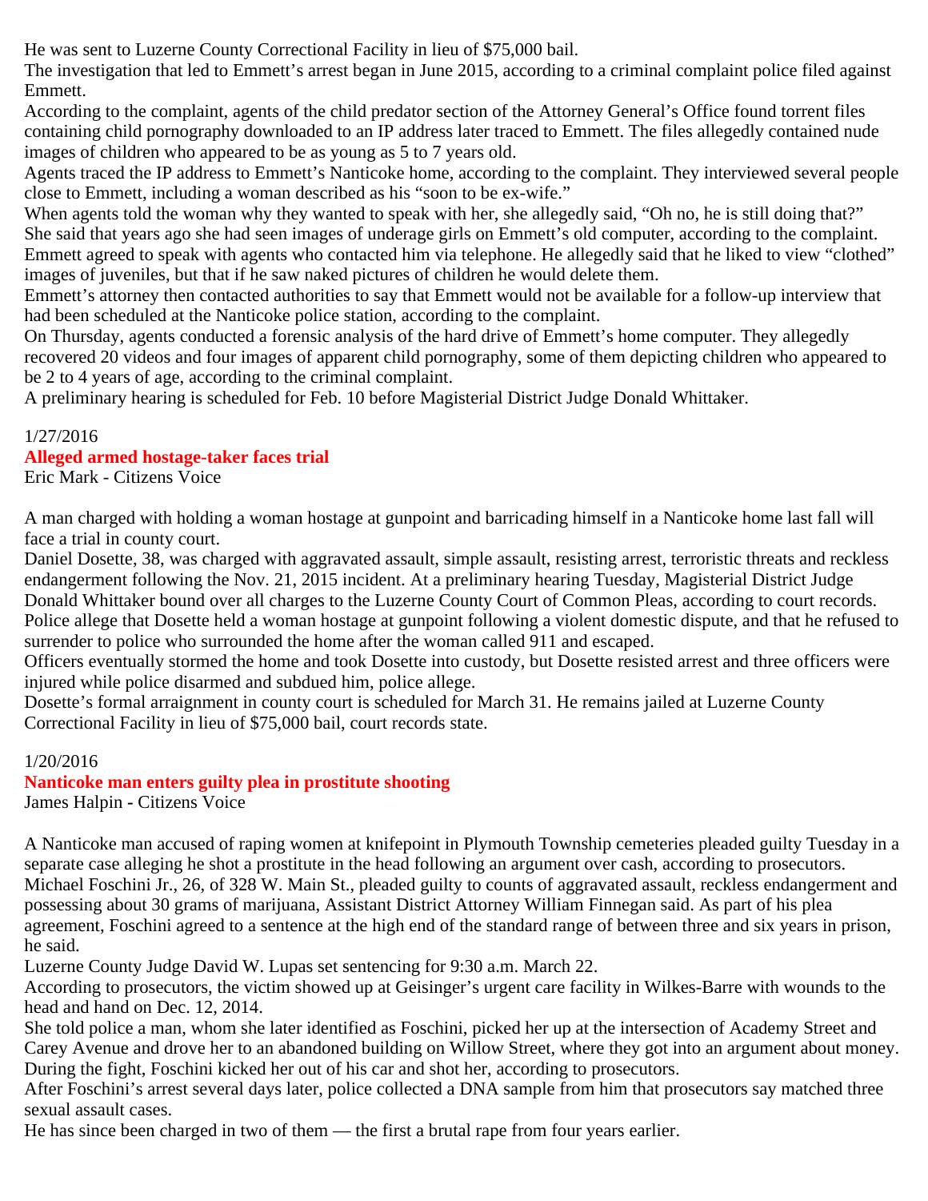He was sent to Luzerne County Correctional Facility in lieu of $75,000 bail.

The investigation that led to Emmett's arrest began in June 2015, according to a criminal complaint police filed against Emmett.

According to the complaint, agents of the child predator section of the Attorney General's Office found torrent files containing child pornography downloaded to an IP address later traced to Emmett. The files allegedly contained nude images of children who appeared to be as young as 5 to 7 years old.

Agents traced the IP address to Emmett's Nanticoke home, according to the complaint. They interviewed several people close to Emmett, including a woman described as his "soon to be ex-wife."

When agents told the woman why they wanted to speak with her, she allegedly said, "Oh no, he is still doing that?" She said that years ago she had seen images of underage girls on Emmett's old computer, according to the complaint.

Emmett agreed to speak with agents who contacted him via telephone. He allegedly said that he liked to view "clothed" images of juveniles, but that if he saw naked pictures of children he would delete them.

Emmett's attorney then contacted authorities to say that Emmett would not be available for a follow-up interview that had been scheduled at the Nanticoke police station, according to the complaint.

On Thursday, agents conducted a forensic analysis of the hard drive of Emmett's home computer. They allegedly recovered 20 videos and four images of apparent child pornography, some of them depicting children who appeared to be 2 to 4 years of age, according to the criminal complaint.

A preliminary hearing is scheduled for Feb. 10 before Magisterial District Judge Donald Whittaker.

1/27/2016

## Alleged armed hostage-taker faces trial

Eric Mark - Citizens Voice

A man charged with holding a woman hostage at gunpoint and barricading himself in a Nanticoke home last fall will face a trial in county court.

Daniel Dosette, 38, was charged with aggravated assault, simple assault, resisting arrest, terroristic threats and reckless endangerment following the Nov. 21, 2015 incident. At a preliminary hearing Tuesday, Magisterial District Judge Donald Whittaker bound over all charges to the Luzerne County Court of Common Pleas, according to court records.

Police allege that Dosette held a woman hostage at gunpoint following a violent domestic dispute, and that he refused to surrender to police who surrounded the home after the woman called 911 and escaped.

Officers eventually stormed the home and took Dosette into custody, but Dosette resisted arrest and three officers were injured while police disarmed and subdued him, police allege.

Dosette's formal arraignment in county court is scheduled for March 31. He remains jailed at Luzerne County Correctional Facility in lieu of $75,000 bail, court records state.

1/20/2016

## Nanticoke man enters guilty plea in prostitute shooting

James Halpin - Citizens Voice

A Nanticoke man accused of raping women at knifepoint in Plymouth Township cemeteries pleaded guilty Tuesday in a separate case alleging he shot a prostitute in the head following an argument over cash, according to prosecutors.

Michael Foschini Jr., 26, of 328 W. Main St., pleaded guilty to counts of aggravated assault, reckless endangerment and possessing about 30 grams of marijuana, Assistant District Attorney William Finnegan said. As part of his plea agreement, Foschini agreed to a sentence at the high end of the standard range of between three and six years in prison, he said.

Luzerne County Judge David W. Lupas set sentencing for 9:30 a.m. March 22.

According to prosecutors, the victim showed up at Geisinger's urgent care facility in Wilkes-Barre with wounds to the head and hand on Dec. 12, 2014.

She told police a man, whom she later identified as Foschini, picked her up at the intersection of Academy Street and Carey Avenue and drove her to an abandoned building on Willow Street, where they got into an argument about money. During the fight, Foschini kicked her out of his car and shot her, according to prosecutors.

After Foschini's arrest several days later, police collected a DNA sample from him that prosecutors say matched three sexual assault cases.

He has since been charged in two of them — the first a brutal rape from four years earlier.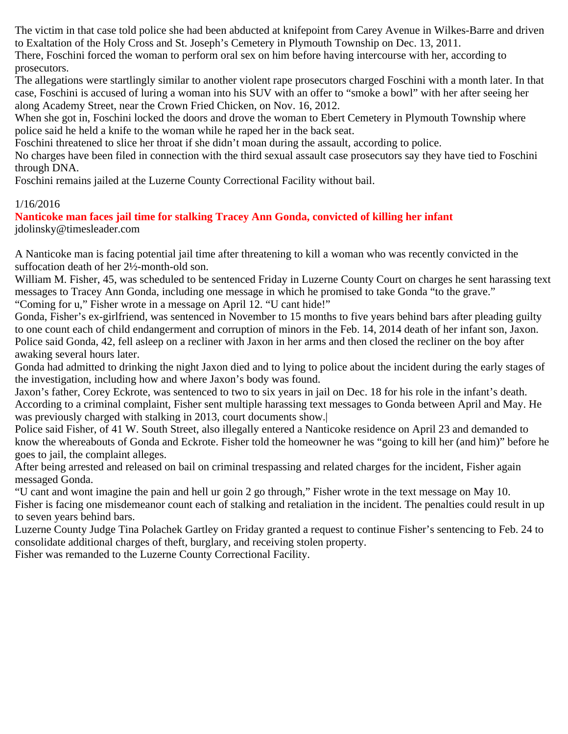The victim in that case told police she had been abducted at knifepoint from Carey Avenue in Wilkes-Barre and driven to Exaltation of the Holy Cross and St. Joseph's Cemetery in Plymouth Township on Dec. 13, 2011.

There, Foschini forced the woman to perform oral sex on him before having intercourse with her, according to prosecutors.

The allegations were startlingly similar to another violent rape prosecutors charged Foschini with a month later. In that case, Foschini is accused of luring a woman into his SUV with an offer to "smoke a bowl" with her after seeing her along Academy Street, near the Crown Fried Chicken, on Nov. 16, 2012.

When she got in, Foschini locked the doors and drove the woman to Ebert Cemetery in Plymouth Township where police said he held a knife to the woman while he raped her in the back seat.

Foschini threatened to slice her throat if she didn't moan during the assault, according to police.

No charges have been filed in connection with the third sexual assault case prosecutors say they have tied to Foschini through DNA.

Foschini remains jailed at the Luzerne County Correctional Facility without bail.

1/16/2016

**Nanticoke man faces jail time for stalking Tracey Ann Gonda, convicted of killing her infant**

jdolinsky@timesleader.com

A Nanticoke man is facing potential jail time after threatening to kill a woman who was recently convicted in the suffocation death of her 2½-month-old son.

William M. Fisher, 45, was scheduled to be sentenced Friday in Luzerne County Court on charges he sent harassing text messages to Tracey Ann Gonda, including one message in which he promised to take Gonda "to the grave."

"Coming for u," Fisher wrote in a message on April 12. "U cant hide!"

Gonda, Fisher's ex-girlfriend, was sentenced in November to 15 months to five years behind bars after pleading guilty to one count each of child endangerment and corruption of minors in the Feb. 14, 2014 death of her infant son, Jaxon.

Police said Gonda, 42, fell asleep on a recliner with Jaxon in her arms and then closed the recliner on the boy after awaking several hours later.

Gonda had admitted to drinking the night Jaxon died and to lying to police about the incident during the early stages of the investigation, including how and where Jaxon's body was found.

Jaxon's father, Corey Eckrote, was sentenced to two to six years in jail on Dec. 18 for his role in the infant's death.

According to a criminal complaint, Fisher sent multiple harassing text messages to Gonda between April and May. He was previously charged with stalking in 2013, court documents show.|

Police said Fisher, of 41 W. South Street, also illegally entered a Nanticoke residence on April 23 and demanded to know the whereabouts of Gonda and Eckrote. Fisher told the homeowner he was "going to kill her (and him)" before he goes to jail, the complaint alleges.

After being arrested and released on bail on criminal trespassing and related charges for the incident, Fisher again messaged Gonda.

"U cant and wont imagine the pain and hell ur goin 2 go through," Fisher wrote in the text message on May 10.

Fisher is facing one misdemeanor count each of stalking and retaliation in the incident. The penalties could result in up to seven years behind bars.

Luzerne County Judge Tina Polachek Gartley on Friday granted a request to continue Fisher's sentencing to Feb. 24 to consolidate additional charges of theft, burglary, and receiving stolen property.

Fisher was remanded to the Luzerne County Correctional Facility.